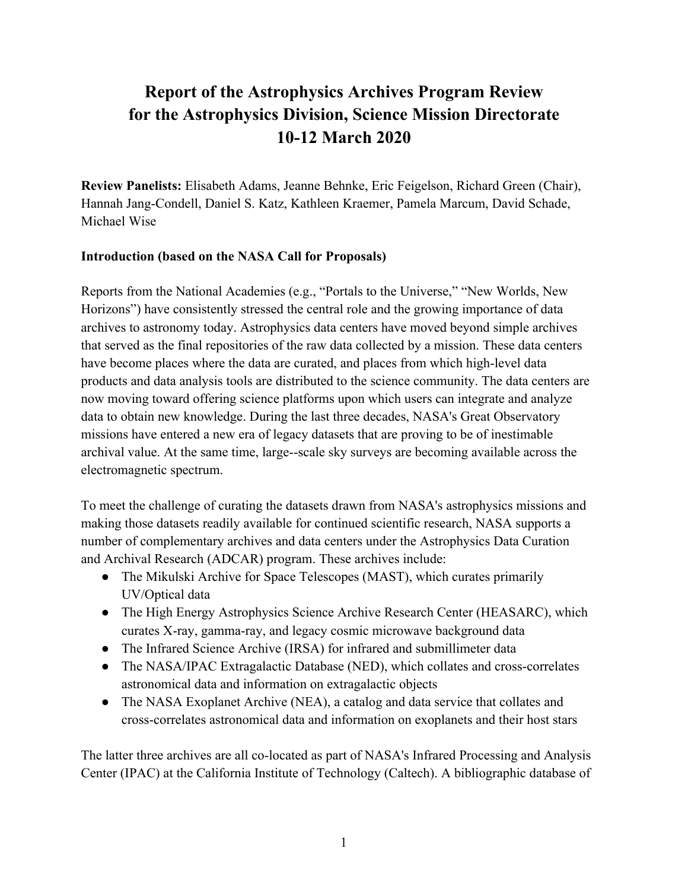# Report of the Astrophysics Archives Program Review for the Astrophysics Division, Science Mission Directorate 10-12 March 2020

**Review Panelists:** Elisabeth Adams, Jeanne Behnke, Eric Feigelson, Richard Green (Chair), Hannah Jang-Condell, Daniel S. Katz, Kathleen Kraemer, Pamela Marcum, David Schade, Michael Wise

**Introduction (based on the NASA Call for Proposals)**

Reports from the National Academies (e.g., "Portals to the Universe," "New Worlds, New Horizons") have consistently stressed the central role and the growing importance of data archives to astronomy today. Astrophysics data centers have moved beyond simple archives that served as the final repositories of the raw data collected by a mission. These data centers have become places where the data are curated, and places from which high-level data products and data analysis tools are distributed to the science community. The data centers are now moving toward offering science platforms upon which users can integrate and analyze data to obtain new knowledge. During the last three decades, NASA's Great Observatory missions have entered a new era of legacy datasets that are proving to be of inestimable archival value. At the same time, large--scale sky surveys are becoming available across the electromagnetic spectrum.

To meet the challenge of curating the datasets drawn from NASA's astrophysics missions and making those datasets readily available for continued scientific research, NASA supports a number of complementary archives and data centers under the Astrophysics Data Curation and Archival Research (ADCAR) program. These archives include:

- The Mikulski Archive for Space Telescopes (MAST), which curates primarily UV/Optical data
- The High Energy Astrophysics Science Archive Research Center (HEASARC), which curates X-ray, gamma-ray, and legacy cosmic microwave background data
- The Infrared Science Archive (IRSA) for infrared and submillimeter data
- The NASA/IPAC Extragalactic Database (NED), which collates and cross-correlates astronomical data and information on extragalactic objects
- The NASA Exoplanet Archive (NEA), a catalog and data service that collates and cross-correlates astronomical data and information on exoplanets and their host stars

The latter three archives are all co-located as part of NASA's Infrared Processing and Analysis Center (IPAC) at the California Institute of Technology (Caltech). A bibliographic database of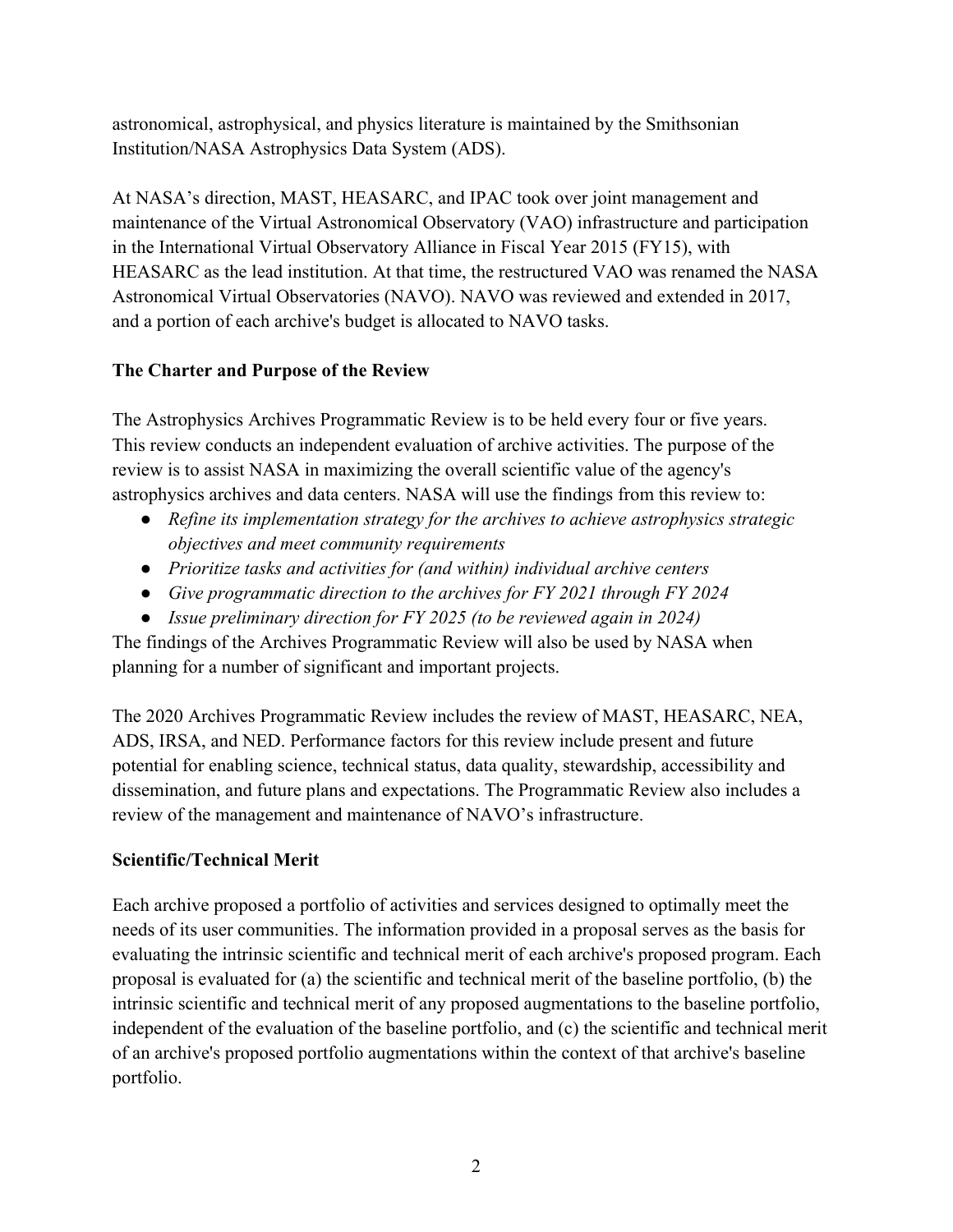astronomical, astrophysical, and physics literature is maintained by the Smithsonian Institution/NASA Astrophysics Data System (ADS).

At NASA's direction, MAST, HEASARC, and IPAC took over joint management and maintenance of the Virtual Astronomical Observatory (VAO) infrastructure and participation in the International Virtual Observatory Alliance in Fiscal Year 2015 (FY15), with HEASARC as the lead institution. At that time, the restructured VAO was renamed the NASA Astronomical Virtual Observatories (NAVO). NAVO was reviewed and extended in 2017, and a portion of each archive's budget is allocated to NAVO tasks.

**The Charter and Purpose of the Review**

The Astrophysics Archives Programmatic Review is to be held every four or five years. This review conducts an independent evaluation of archive activities. The purpose of the review is to assist NASA in maximizing the overall scientific value of the agency's astrophysics archives and data centers. NASA will use the findings from this review to:

- *Refine its implementation strategy for the archives to achieve astrophysics strategic objectives and meet community requirements*
- *Prioritize tasks and activities for (and within) individual archive centers*
- *Give programmatic direction to the archives for FY 2021 through FY 2024*
- *Issue preliminary direction for FY 2025 (to be reviewed again in 2024)*

The findings of the Archives Programmatic Review will also be used by NASA when planning for a number of significant and important projects.

The 2020 Archives Programmatic Review includes the review of MAST, HEASARC, NEA, ADS, IRSA, and NED. Performance factors for this review include present and future potential for enabling science, technical status, data quality, stewardship, accessibility and dissemination, and future plans and expectations. The Programmatic Review also includes a review of the management and maintenance of NAVO's infrastructure.

**Scientific/Technical Merit**

Each archive proposed a portfolio of activities and services designed to optimally meet the needs of its user communities. The information provided in a proposal serves as the basis for evaluating the intrinsic scientific and technical merit of each archive's proposed program. Each proposal is evaluated for (a) the scientific and technical merit of the baseline portfolio, (b) the intrinsic scientific and technical merit of any proposed augmentations to the baseline portfolio, independent of the evaluation of the baseline portfolio, and (c) the scientific and technical merit of an archive's proposed portfolio augmentations within the context of that archive's baseline portfolio.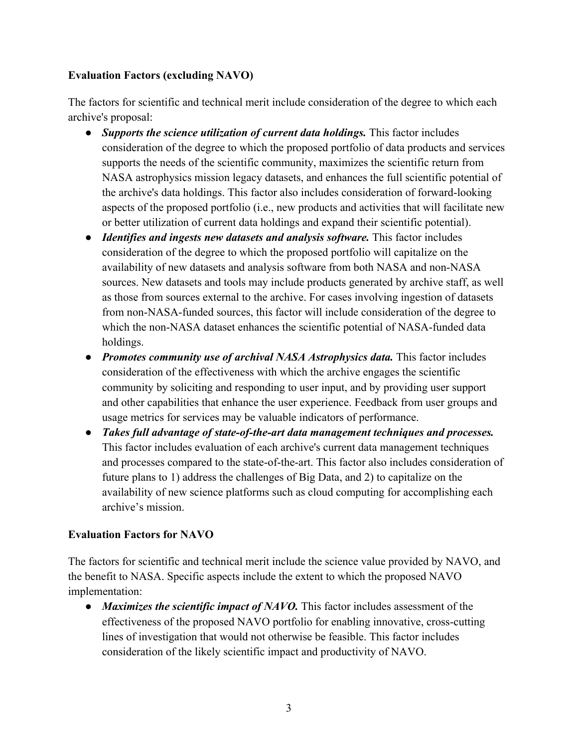**Evaluation Factors (excluding NAVO)**

The factors for scientific and technical merit include consideration of the degree to which each archive's proposal:

- ***Supports the science utilization of current data holdings.*** This factor includes consideration of the degree to which the proposed portfolio of data products and services supports the needs of the scientific community, maximizes the scientific return from NASA astrophysics mission legacy datasets, and enhances the full scientific potential of the archive's data holdings. This factor also includes consideration of forward-looking aspects of the proposed portfolio (i.e., new products and activities that will facilitate new or better utilization of current data holdings and expand their scientific potential).
- ***Identifies and ingests new datasets and analysis software.*** This factor includes consideration of the degree to which the proposed portfolio will capitalize on the availability of new datasets and analysis software from both NASA and non-NASA sources. New datasets and tools may include products generated by archive staff, as well as those from sources external to the archive. For cases involving ingestion of datasets from non-NASA-funded sources, this factor will include consideration of the degree to which the non-NASA dataset enhances the scientific potential of NASA-funded data holdings.
- ***Promotes community use of archival NASA Astrophysics data.*** This factor includes consideration of the effectiveness with which the archive engages the scientific community by soliciting and responding to user input, and by providing user support and other capabilities that enhance the user experience. Feedback from user groups and usage metrics for services may be valuable indicators of performance.
- ***Takes full advantage of state-of-the-art data management techniques and processes.*** This factor includes evaluation of each archive's current data management techniques and processes compared to the state-of-the-art. This factor also includes consideration of future plans to 1) address the challenges of Big Data, and 2) to capitalize on the availability of new science platforms such as cloud computing for accomplishing each archive's mission.

**Evaluation Factors for NAVO**

The factors for scientific and technical merit include the science value provided by NAVO, and the benefit to NASA. Specific aspects include the extent to which the proposed NAVO implementation:

- ***Maximizes the scientific impact of NAVO.*** This factor includes assessment of the effectiveness of the proposed NAVO portfolio for enabling innovative, cross-cutting lines of investigation that would not otherwise be feasible. This factor includes consideration of the likely scientific impact and productivity of NAVO.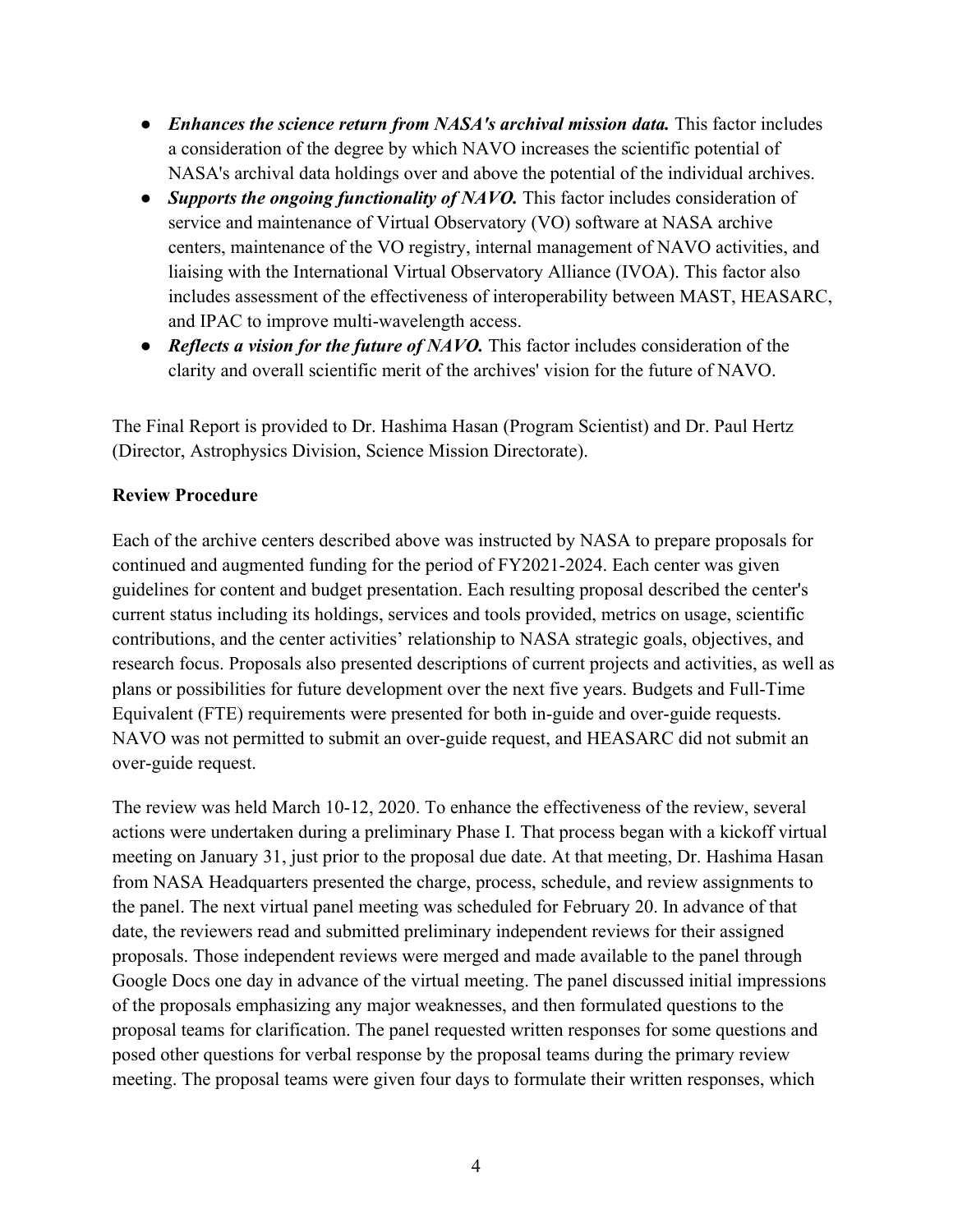- ***Enhances the science return from NASA's archival mission data.*** This factor includes a consideration of the degree by which NAVO increases the scientific potential of NASA's archival data holdings over and above the potential of the individual archives.
- ***Supports the ongoing functionality of NAVO.*** This factor includes consideration of service and maintenance of Virtual Observatory (VO) software at NASA archive centers, maintenance of the VO registry, internal management of NAVO activities, and liaising with the International Virtual Observatory Alliance (IVOA). This factor also includes assessment of the effectiveness of interoperability between MAST, HEASARC, and IPAC to improve multi-wavelength access.
- ***Reflects a vision for the future of NAVO.*** This factor includes consideration of the clarity and overall scientific merit of the archives' vision for the future of NAVO.

The Final Report is provided to Dr. Hashima Hasan (Program Scientist) and Dr. Paul Hertz (Director, Astrophysics Division, Science Mission Directorate).

**Review Procedure**

Each of the archive centers described above was instructed by NASA to prepare proposals for continued and augmented funding for the period of FY2021-2024. Each center was given guidelines for content and budget presentation. Each resulting proposal described the center's current status including its holdings, services and tools provided, metrics on usage, scientific contributions, and the center activities' relationship to NASA strategic goals, objectives, and research focus. Proposals also presented descriptions of current projects and activities, as well as plans or possibilities for future development over the next five years. Budgets and Full-Time Equivalent (FTE) requirements were presented for both in-guide and over-guide requests. NAVO was not permitted to submit an over-guide request, and HEASARC did not submit an over-guide request.

The review was held March 10-12, 2020. To enhance the effectiveness of the review, several actions were undertaken during a preliminary Phase I. That process began with a kickoff virtual meeting on January 31, just prior to the proposal due date. At that meeting, Dr. Hashima Hasan from NASA Headquarters presented the charge, process, schedule, and review assignments to the panel. The next virtual panel meeting was scheduled for February 20. In advance of that date, the reviewers read and submitted preliminary independent reviews for their assigned proposals. Those independent reviews were merged and made available to the panel through Google Docs one day in advance of the virtual meeting. The panel discussed initial impressions of the proposals emphasizing any major weaknesses, and then formulated questions to the proposal teams for clarification. The panel requested written responses for some questions and posed other questions for verbal response by the proposal teams during the primary review meeting. The proposal teams were given four days to formulate their written responses, which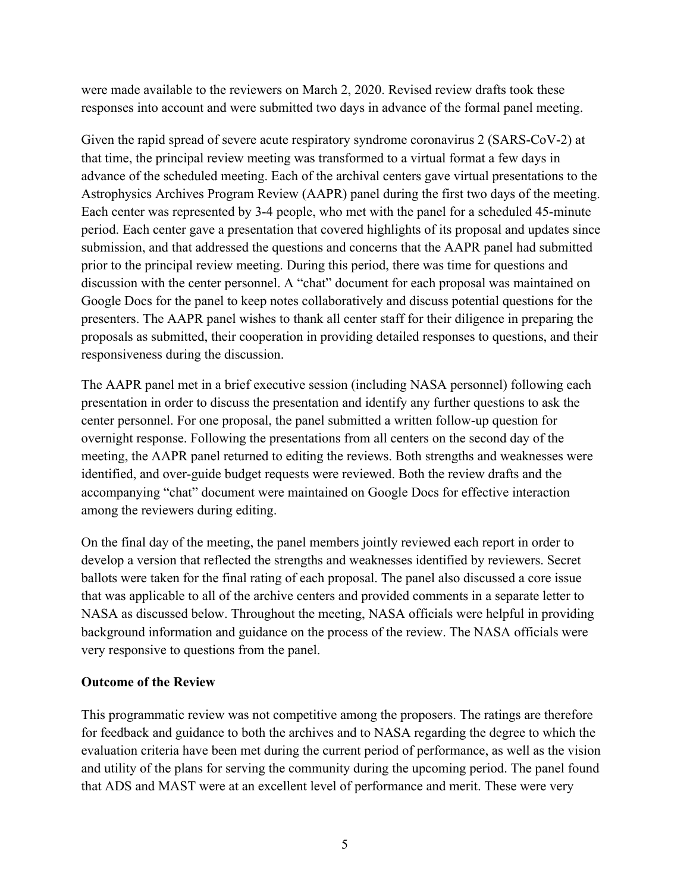were made available to the reviewers on March 2, 2020. Revised review drafts took these responses into account and were submitted two days in advance of the formal panel meeting.

Given the rapid spread of severe acute respiratory syndrome coronavirus 2 (SARS-CoV-2) at that time, the principal review meeting was transformed to a virtual format a few days in advance of the scheduled meeting. Each of the archival centers gave virtual presentations to the Astrophysics Archives Program Review (AAPR) panel during the first two days of the meeting. Each center was represented by 3-4 people, who met with the panel for a scheduled 45-minute period. Each center gave a presentation that covered highlights of its proposal and updates since submission, and that addressed the questions and concerns that the AAPR panel had submitted prior to the principal review meeting. During this period, there was time for questions and discussion with the center personnel. A "chat" document for each proposal was maintained on Google Docs for the panel to keep notes collaboratively and discuss potential questions for the presenters. The AAPR panel wishes to thank all center staff for their diligence in preparing the proposals as submitted, their cooperation in providing detailed responses to questions, and their responsiveness during the discussion.

The AAPR panel met in a brief executive session (including NASA personnel) following each presentation in order to discuss the presentation and identify any further questions to ask the center personnel. For one proposal, the panel submitted a written follow-up question for overnight response. Following the presentations from all centers on the second day of the meeting, the AAPR panel returned to editing the reviews. Both strengths and weaknesses were identified, and over-guide budget requests were reviewed. Both the review drafts and the accompanying "chat" document were maintained on Google Docs for effective interaction among the reviewers during editing.

On the final day of the meeting, the panel members jointly reviewed each report in order to develop a version that reflected the strengths and weaknesses identified by reviewers. Secret ballots were taken for the final rating of each proposal. The panel also discussed a core issue that was applicable to all of the archive centers and provided comments in a separate letter to NASA as discussed below. Throughout the meeting, NASA officials were helpful in providing background information and guidance on the process of the review. The NASA officials were very responsive to questions from the panel.

**Outcome of the Review**

This programmatic review was not competitive among the proposers. The ratings are therefore for feedback and guidance to both the archives and to NASA regarding the degree to which the evaluation criteria have been met during the current period of performance, as well as the vision and utility of the plans for serving the community during the upcoming period. The panel found that ADS and MAST were at an excellent level of performance and merit. These were very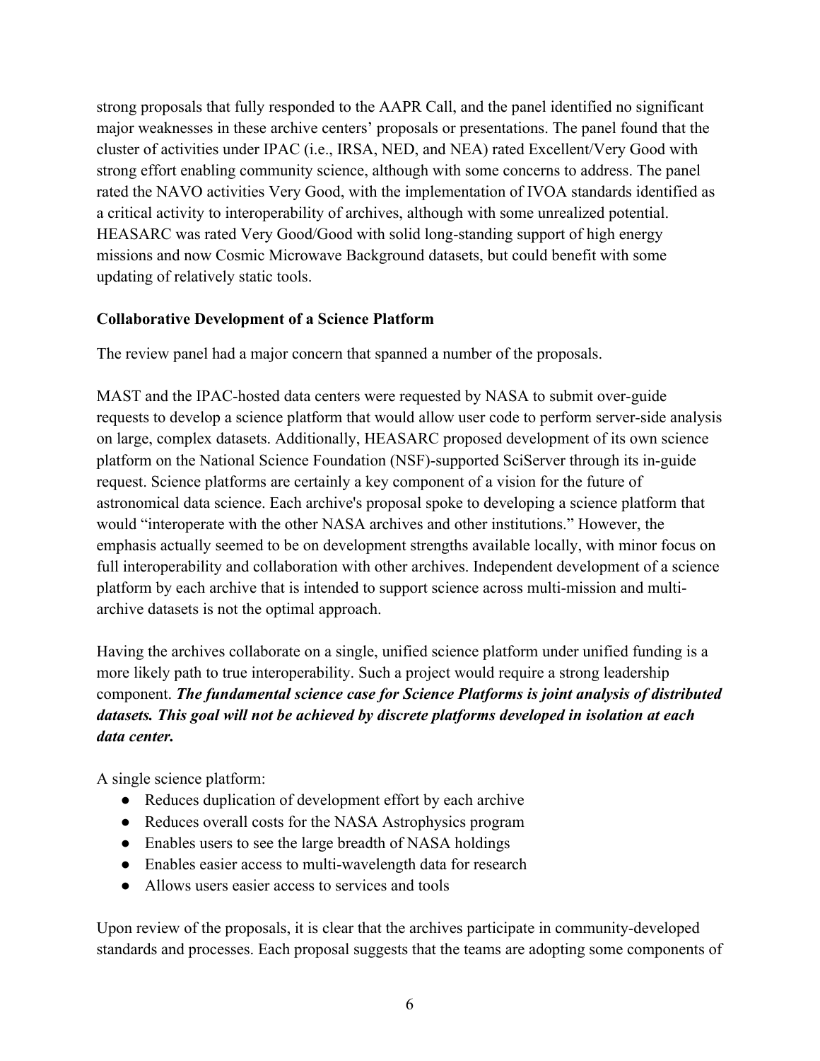strong proposals that fully responded to the AAPR Call, and the panel identified no significant major weaknesses in these archive centers' proposals or presentations. The panel found that the cluster of activities under IPAC (i.e., IRSA, NED, and NEA) rated Excellent/Very Good with strong effort enabling community science, although with some concerns to address. The panel rated the NAVO activities Very Good, with the implementation of IVOA standards identified as a critical activity to interoperability of archives, although with some unrealized potential. HEASARC was rated Very Good/Good with solid long-standing support of high energy missions and now Cosmic Microwave Background datasets, but could benefit with some updating of relatively static tools.

**Collaborative Development of a Science Platform**

The review panel had a major concern that spanned a number of the proposals.

MAST and the IPAC-hosted data centers were requested by NASA to submit over-guide requests to develop a science platform that would allow user code to perform server-side analysis on large, complex datasets. Additionally, HEASARC proposed development of its own science platform on the National Science Foundation (NSF)-supported SciServer through its in-guide request. Science platforms are certainly a key component of a vision for the future of astronomical data science. Each archive's proposal spoke to developing a science platform that would "interoperate with the other NASA archives and other institutions." However, the emphasis actually seemed to be on development strengths available locally, with minor focus on full interoperability and collaboration with other archives. Independent development of a science platform by each archive that is intended to support science across multi-mission and multi-archive datasets is not the optimal approach.

Having the archives collaborate on a single, unified science platform under unified funding is a more likely path to true interoperability. Such a project would require a strong leadership component. ***The fundamental science case for Science Platforms is joint analysis of distributed datasets. This goal will not be achieved by discrete platforms developed in isolation at each data center.***

A single science platform:

- Reduces duplication of development effort by each archive
- Reduces overall costs for the NASA Astrophysics program
- Enables users to see the large breadth of NASA holdings
- Enables easier access to multi-wavelength data for research
- Allows users easier access to services and tools

Upon review of the proposals, it is clear that the archives participate in community-developed standards and processes. Each proposal suggests that the teams are adopting some components of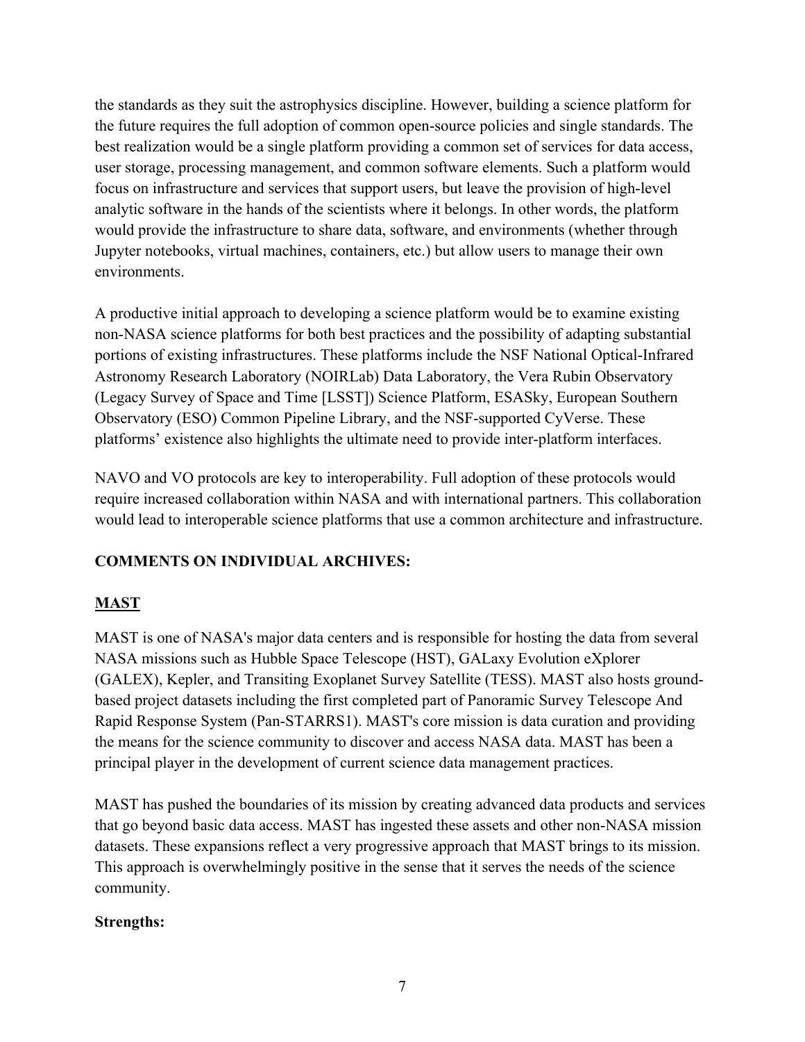the standards as they suit the astrophysics discipline. However, building a science platform for the future requires the full adoption of common open-source policies and single standards. The best realization would be a single platform providing a common set of services for data access, user storage, processing management, and common software elements. Such a platform would focus on infrastructure and services that support users, but leave the provision of high-level analytic software in the hands of the scientists where it belongs. In other words, the platform would provide the infrastructure to share data, software, and environments (whether through Jupyter notebooks, virtual machines, containers, etc.) but allow users to manage their own environments.

A productive initial approach to developing a science platform would be to examine existing non-NASA science platforms for both best practices and the possibility of adapting substantial portions of existing infrastructures. These platforms include the NSF National Optical-Infrared Astronomy Research Laboratory (NOIRLab) Data Laboratory, the Vera Rubin Observatory (Legacy Survey of Space and Time [LSST]) Science Platform, ESASky, European Southern Observatory (ESO) Common Pipeline Library, and the NSF-supported CyVerse. These platforms' existence also highlights the ultimate need to provide inter-platform interfaces.

NAVO and VO protocols are key to interoperability. Full adoption of these protocols would require increased collaboration within NASA and with international partners. This collaboration would lead to interoperable science platforms that use a common architecture and infrastructure.

## COMMENTS ON INDIVIDUAL ARCHIVES:

### MAST

MAST is one of NASA's major data centers and is responsible for hosting the data from several NASA missions such as Hubble Space Telescope (HST), GALaxy Evolution eXplorer (GALEX), Kepler, and Transiting Exoplanet Survey Satellite (TESS). MAST also hosts ground-based project datasets including the first completed part of Panoramic Survey Telescope And Rapid Response System (Pan-STARRS1). MAST's core mission is data curation and providing the means for the science community to discover and access NASA data. MAST has been a principal player in the development of current science data management practices.

MAST has pushed the boundaries of its mission by creating advanced data products and services that go beyond basic data access. MAST has ingested these assets and other non-NASA mission datasets. These expansions reflect a very progressive approach that MAST brings to its mission. This approach is overwhelmingly positive in the sense that it serves the needs of the science community.

**Strengths:**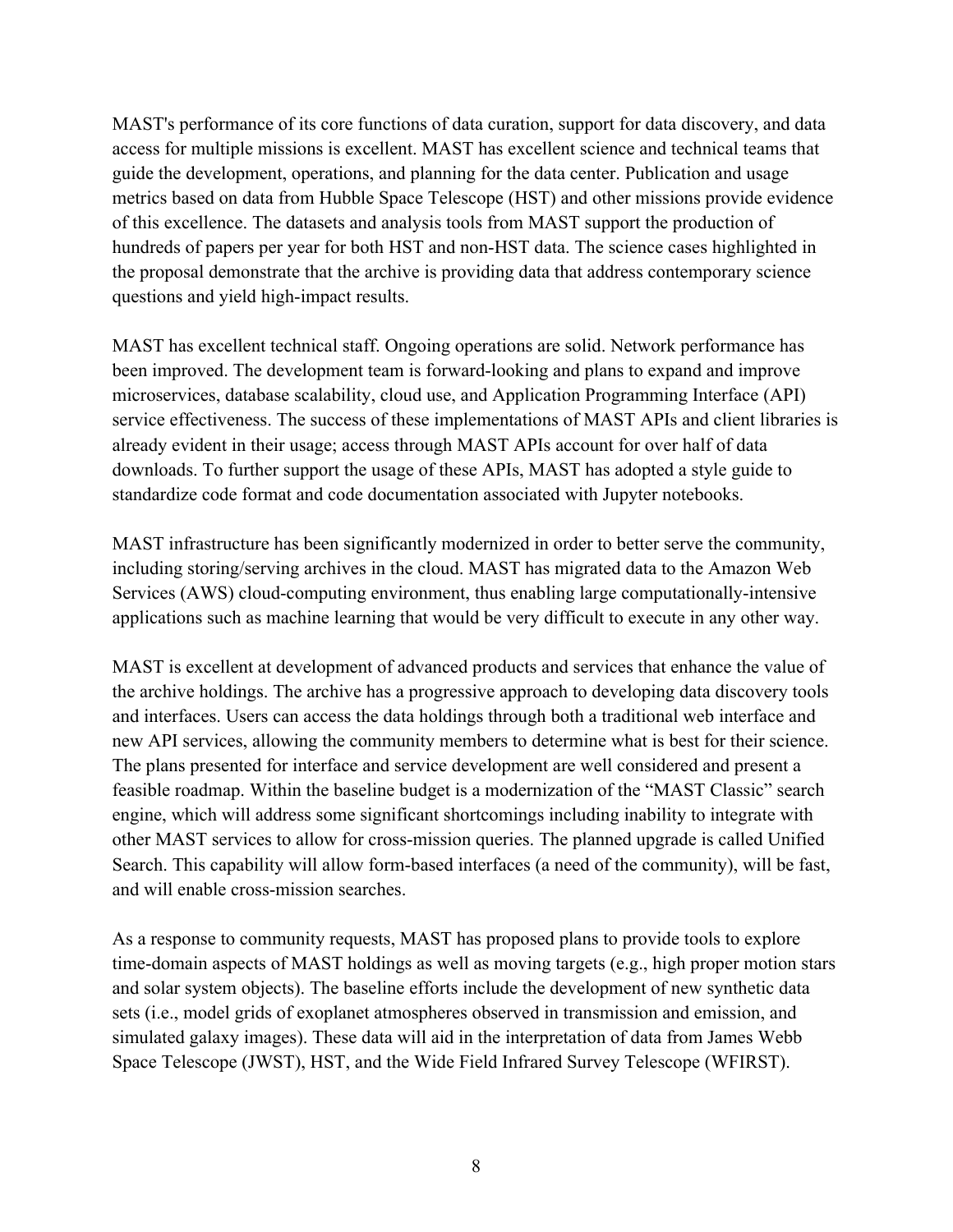MAST's performance of its core functions of data curation, support for data discovery, and data access for multiple missions is excellent. MAST has excellent science and technical teams that guide the development, operations, and planning for the data center. Publication and usage metrics based on data from Hubble Space Telescope (HST) and other missions provide evidence of this excellence. The datasets and analysis tools from MAST support the production of hundreds of papers per year for both HST and non-HST data. The science cases highlighted in the proposal demonstrate that the archive is providing data that address contemporary science questions and yield high-impact results.

MAST has excellent technical staff. Ongoing operations are solid. Network performance has been improved. The development team is forward-looking and plans to expand and improve microservices, database scalability, cloud use, and Application Programming Interface (API) service effectiveness. The success of these implementations of MAST APIs and client libraries is already evident in their usage; access through MAST APIs account for over half of data downloads. To further support the usage of these APIs, MAST has adopted a style guide to standardize code format and code documentation associated with Jupyter notebooks.

MAST infrastructure has been significantly modernized in order to better serve the community, including storing/serving archives in the cloud. MAST has migrated data to the Amazon Web Services (AWS) cloud-computing environment, thus enabling large computationally-intensive applications such as machine learning that would be very difficult to execute in any other way.

MAST is excellent at development of advanced products and services that enhance the value of the archive holdings. The archive has a progressive approach to developing data discovery tools and interfaces. Users can access the data holdings through both a traditional web interface and new API services, allowing the community members to determine what is best for their science. The plans presented for interface and service development are well considered and present a feasible roadmap. Within the baseline budget is a modernization of the "MAST Classic" search engine, which will address some significant shortcomings including inability to integrate with other MAST services to allow for cross-mission queries. The planned upgrade is called Unified Search. This capability will allow form-based interfaces (a need of the community), will be fast, and will enable cross-mission searches.

As a response to community requests, MAST has proposed plans to provide tools to explore time-domain aspects of MAST holdings as well as moving targets (e.g., high proper motion stars and solar system objects). The baseline efforts include the development of new synthetic data sets (i.e., model grids of exoplanet atmospheres observed in transmission and emission, and simulated galaxy images). These data will aid in the interpretation of data from James Webb Space Telescope (JWST), HST, and the Wide Field Infrared Survey Telescope (WFIRST).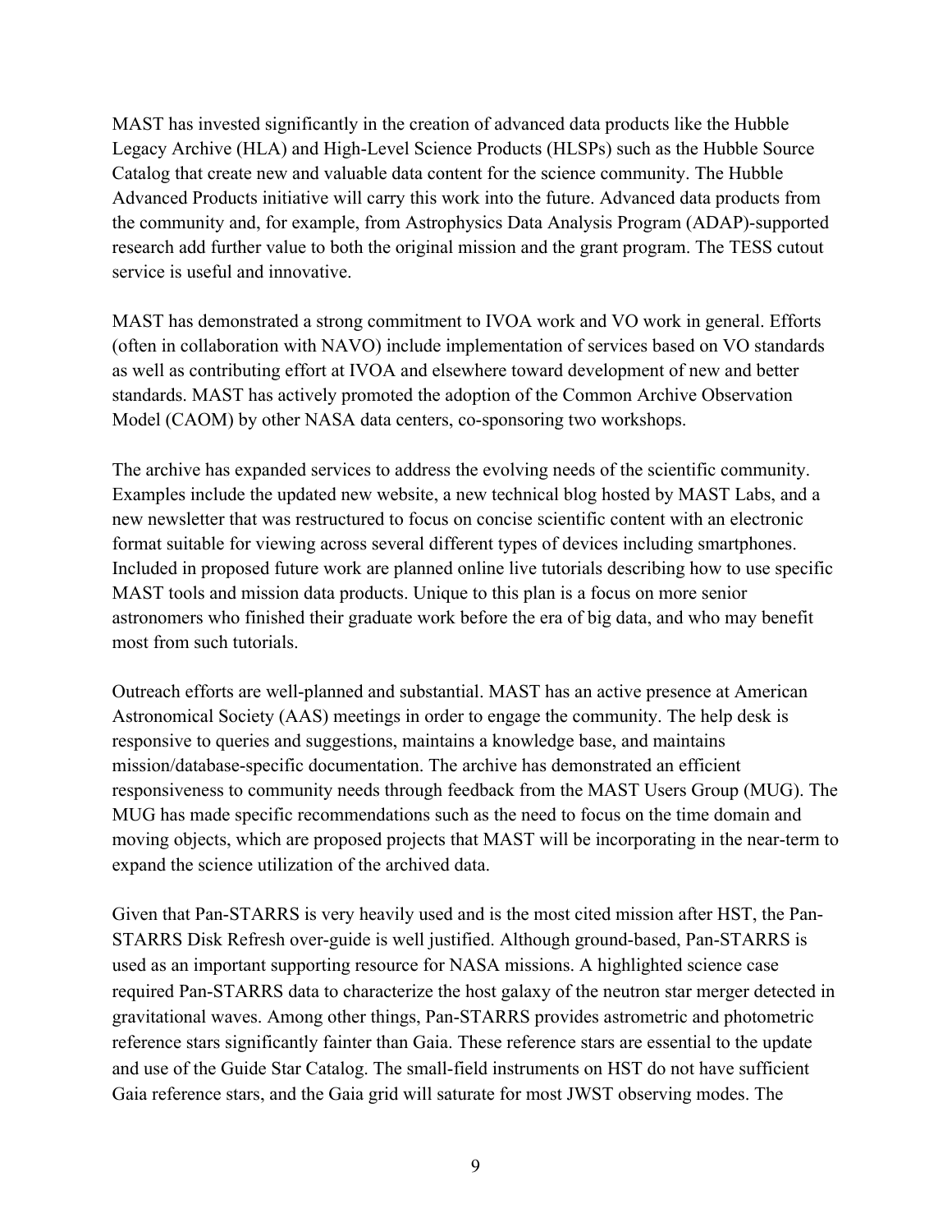MAST has invested significantly in the creation of advanced data products like the Hubble Legacy Archive (HLA) and High-Level Science Products (HLSPs) such as the Hubble Source Catalog that create new and valuable data content for the science community. The Hubble Advanced Products initiative will carry this work into the future. Advanced data products from the community and, for example, from Astrophysics Data Analysis Program (ADAP)-supported research add further value to both the original mission and the grant program. The TESS cutout service is useful and innovative.

MAST has demonstrated a strong commitment to IVOA work and VO work in general. Efforts (often in collaboration with NAVO) include implementation of services based on VO standards as well as contributing effort at IVOA and elsewhere toward development of new and better standards. MAST has actively promoted the adoption of the Common Archive Observation Model (CAOM) by other NASA data centers, co-sponsoring two workshops.

The archive has expanded services to address the evolving needs of the scientific community. Examples include the updated new website, a new technical blog hosted by MAST Labs, and a new newsletter that was restructured to focus on concise scientific content with an electronic format suitable for viewing across several different types of devices including smartphones. Included in proposed future work are planned online live tutorials describing how to use specific MAST tools and mission data products. Unique to this plan is a focus on more senior astronomers who finished their graduate work before the era of big data, and who may benefit most from such tutorials.

Outreach efforts are well-planned and substantial. MAST has an active presence at American Astronomical Society (AAS) meetings in order to engage the community. The help desk is responsive to queries and suggestions, maintains a knowledge base, and maintains mission/database-specific documentation. The archive has demonstrated an efficient responsiveness to community needs through feedback from the MAST Users Group (MUG). The MUG has made specific recommendations such as the need to focus on the time domain and moving objects, which are proposed projects that MAST will be incorporating in the near-term to expand the science utilization of the archived data.

Given that Pan-STARRS is very heavily used and is the most cited mission after HST, the Pan-STARRS Disk Refresh over-guide is well justified. Although ground-based, Pan-STARRS is used as an important supporting resource for NASA missions. A highlighted science case required Pan-STARRS data to characterize the host galaxy of the neutron star merger detected in gravitational waves. Among other things, Pan-STARRS provides astrometric and photometric reference stars significantly fainter than Gaia. These reference stars are essential to the update and use of the Guide Star Catalog. The small-field instruments on HST do not have sufficient Gaia reference stars, and the Gaia grid will saturate for most JWST observing modes. The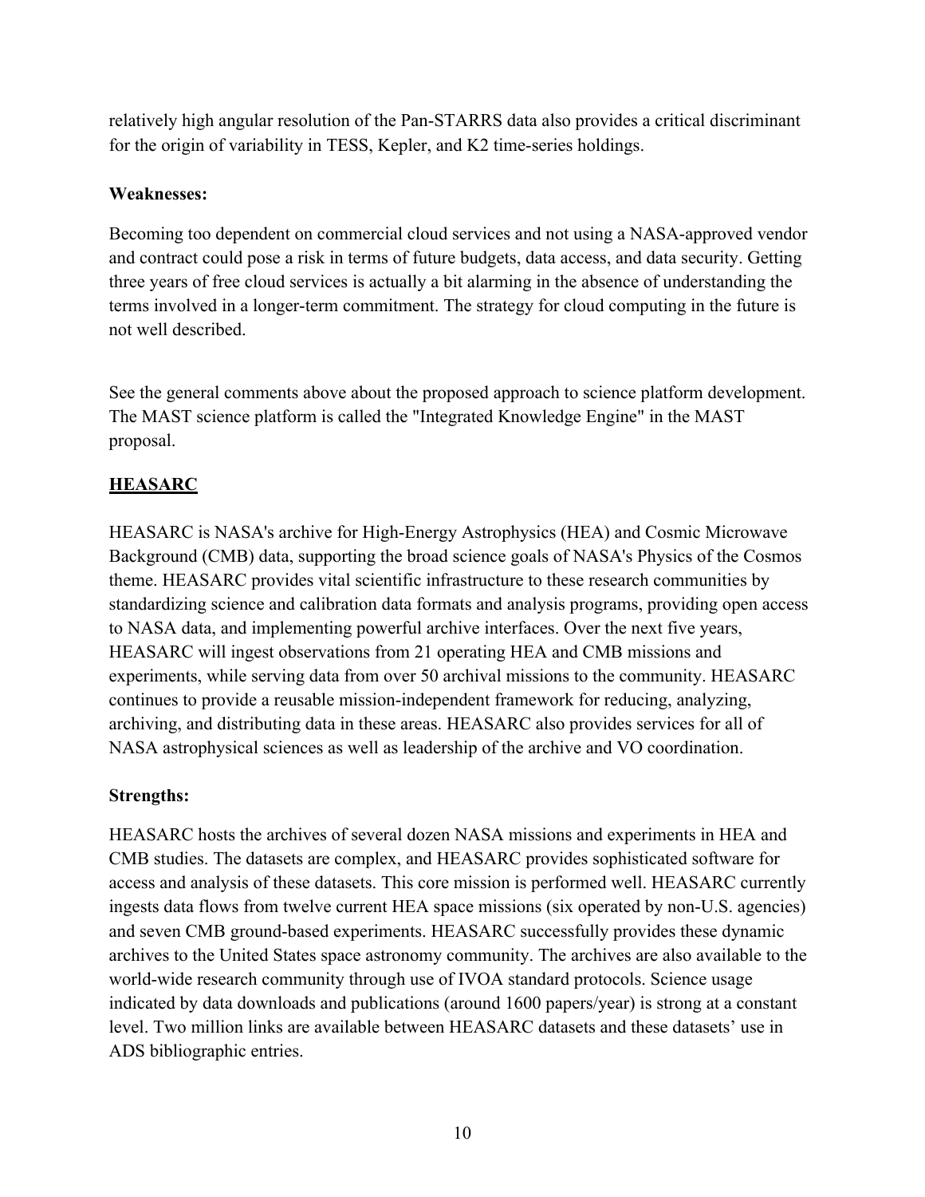relatively high angular resolution of the Pan-STARRS data also provides a critical discriminant for the origin of variability in TESS, Kepler, and K2 time-series holdings.

**Weaknesses:**

Becoming too dependent on commercial cloud services and not using a NASA-approved vendor and contract could pose a risk in terms of future budgets, data access, and data security. Getting three years of free cloud services is actually a bit alarming in the absence of understanding the terms involved in a longer-term commitment. The strategy for cloud computing in the future is not well described.

See the general comments above about the proposed approach to science platform development. The MAST science platform is called the "Integrated Knowledge Engine" in the MAST proposal.

## **HEASARC**

HEASARC is NASA's archive for High-Energy Astrophysics (HEA) and Cosmic Microwave Background (CMB) data, supporting the broad science goals of NASA's Physics of the Cosmos theme. HEASARC provides vital scientific infrastructure to these research communities by standardizing science and calibration data formats and analysis programs, providing open access to NASA data, and implementing powerful archive interfaces. Over the next five years, HEASARC will ingest observations from 21 operating HEA and CMB missions and experiments, while serving data from over 50 archival missions to the community. HEASARC continues to provide a reusable mission-independent framework for reducing, analyzing, archiving, and distributing data in these areas. HEASARC also provides services for all of NASA astrophysical sciences as well as leadership of the archive and VO coordination.

**Strengths:**

HEASARC hosts the archives of several dozen NASA missions and experiments in HEA and CMB studies. The datasets are complex, and HEASARC provides sophisticated software for access and analysis of these datasets. This core mission is performed well. HEASARC currently ingests data flows from twelve current HEA space missions (six operated by non-U.S. agencies) and seven CMB ground-based experiments. HEASARC successfully provides these dynamic archives to the United States space astronomy community. The archives are also available to the world-wide research community through use of IVOA standard protocols. Science usage indicated by data downloads and publications (around 1600 papers/year) is strong at a constant level. Two million links are available between HEASARC datasets and these datasets' use in ADS bibliographic entries.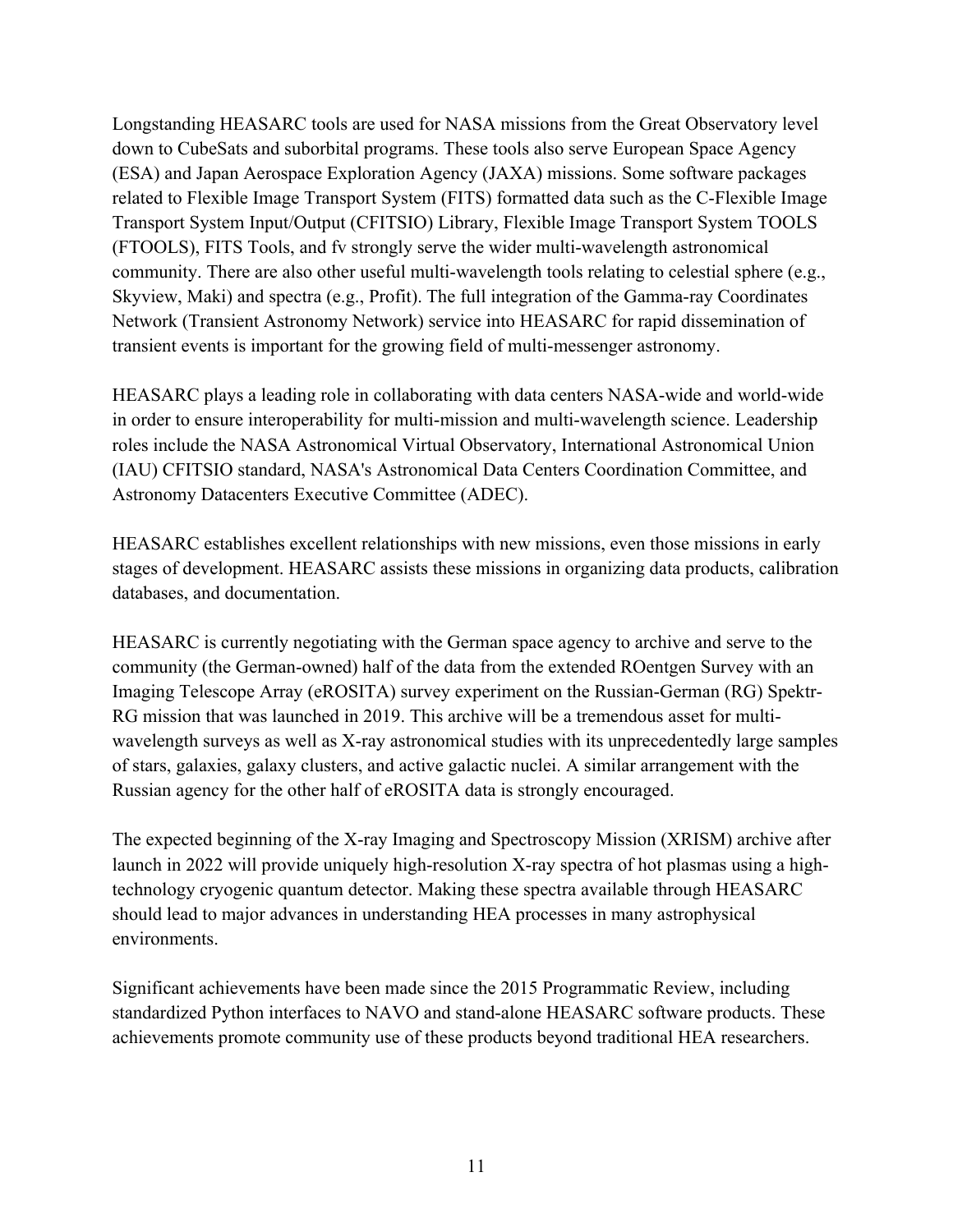Longstanding HEASARC tools are used for NASA missions from the Great Observatory level down to CubeSats and suborbital programs. These tools also serve European Space Agency (ESA) and Japan Aerospace Exploration Agency (JAXA) missions. Some software packages related to Flexible Image Transport System (FITS) formatted data such as the C-Flexible Image Transport System Input/Output (CFITSIO) Library, Flexible Image Transport System TOOLS (FTOOLS), FITS Tools, and fv strongly serve the wider multi-wavelength astronomical community. There are also other useful multi-wavelength tools relating to celestial sphere (e.g., Skyview, Maki) and spectra (e.g., Profit). The full integration of the Gamma-ray Coordinates Network (Transient Astronomy Network) service into HEASARC for rapid dissemination of transient events is important for the growing field of multi-messenger astronomy.

HEASARC plays a leading role in collaborating with data centers NASA-wide and world-wide in order to ensure interoperability for multi-mission and multi-wavelength science. Leadership roles include the NASA Astronomical Virtual Observatory, International Astronomical Union (IAU) CFITSIO standard, NASA's Astronomical Data Centers Coordination Committee, and Astronomy Datacenters Executive Committee (ADEC).

HEASARC establishes excellent relationships with new missions, even those missions in early stages of development. HEASARC assists these missions in organizing data products, calibration databases, and documentation.

HEASARC is currently negotiating with the German space agency to archive and serve to the community (the German-owned) half of the data from the extended ROentgen Survey with an Imaging Telescope Array (eROSITA) survey experiment on the Russian-German (RG) Spektr-RG mission that was launched in 2019. This archive will be a tremendous asset for multi-wavelength surveys as well as X-ray astronomical studies with its unprecedentedly large samples of stars, galaxies, galaxy clusters, and active galactic nuclei. A similar arrangement with the Russian agency for the other half of eROSITA data is strongly encouraged.

The expected beginning of the X-ray Imaging and Spectroscopy Mission (XRISM) archive after launch in 2022 will provide uniquely high-resolution X-ray spectra of hot plasmas using a high-technology cryogenic quantum detector. Making these spectra available through HEASARC should lead to major advances in understanding HEA processes in many astrophysical environments.

Significant achievements have been made since the 2015 Programmatic Review, including standardized Python interfaces to NAVO and stand-alone HEASARC software products. These achievements promote community use of these products beyond traditional HEA researchers.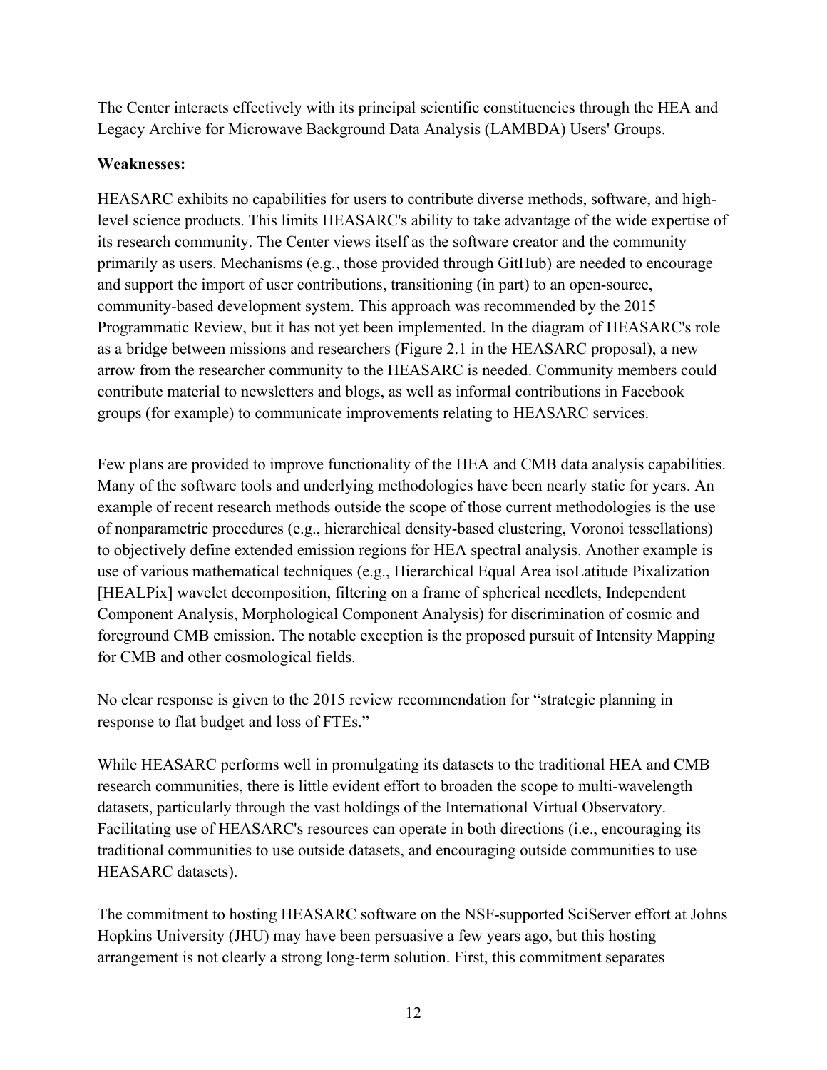The Center interacts effectively with its principal scientific constituencies through the HEA and Legacy Archive for Microwave Background Data Analysis (LAMBDA) Users' Groups.

**Weaknesses:**

HEASARC exhibits no capabilities for users to contribute diverse methods, software, and high-level science products. This limits HEASARC's ability to take advantage of the wide expertise of its research community. The Center views itself as the software creator and the community primarily as users. Mechanisms (e.g., those provided through GitHub) are needed to encourage and support the import of user contributions, transitioning (in part) to an open-source, community-based development system. This approach was recommended by the 2015 Programmatic Review, but it has not yet been implemented. In the diagram of HEASARC's role as a bridge between missions and researchers (Figure 2.1 in the HEASARC proposal), a new arrow from the researcher community to the HEASARC is needed. Community members could contribute material to newsletters and blogs, as well as informal contributions in Facebook groups (for example) to communicate improvements relating to HEASARC services.

Few plans are provided to improve functionality of the HEA and CMB data analysis capabilities. Many of the software tools and underlying methodologies have been nearly static for years. An example of recent research methods outside the scope of those current methodologies is the use of nonparametric procedures (e.g., hierarchical density-based clustering, Voronoi tessellations) to objectively define extended emission regions for HEA spectral analysis. Another example is use of various mathematical techniques (e.g., Hierarchical Equal Area isoLatitude Pixalization [HEALPix] wavelet decomposition, filtering on a frame of spherical needlets, Independent Component Analysis, Morphological Component Analysis) for discrimination of cosmic and foreground CMB emission. The notable exception is the proposed pursuit of Intensity Mapping for CMB and other cosmological fields.

No clear response is given to the 2015 review recommendation for "strategic planning in response to flat budget and loss of FTEs."

While HEASARC performs well in promulgating its datasets to the traditional HEA and CMB research communities, there is little evident effort to broaden the scope to multi-wavelength datasets, particularly through the vast holdings of the International Virtual Observatory. Facilitating use of HEASARC's resources can operate in both directions (i.e., encouraging its traditional communities to use outside datasets, and encouraging outside communities to use HEASARC datasets).

The commitment to hosting HEASARC software on the NSF-supported SciServer effort at Johns Hopkins University (JHU) may have been persuasive a few years ago, but this hosting arrangement is not clearly a strong long-term solution. First, this commitment separates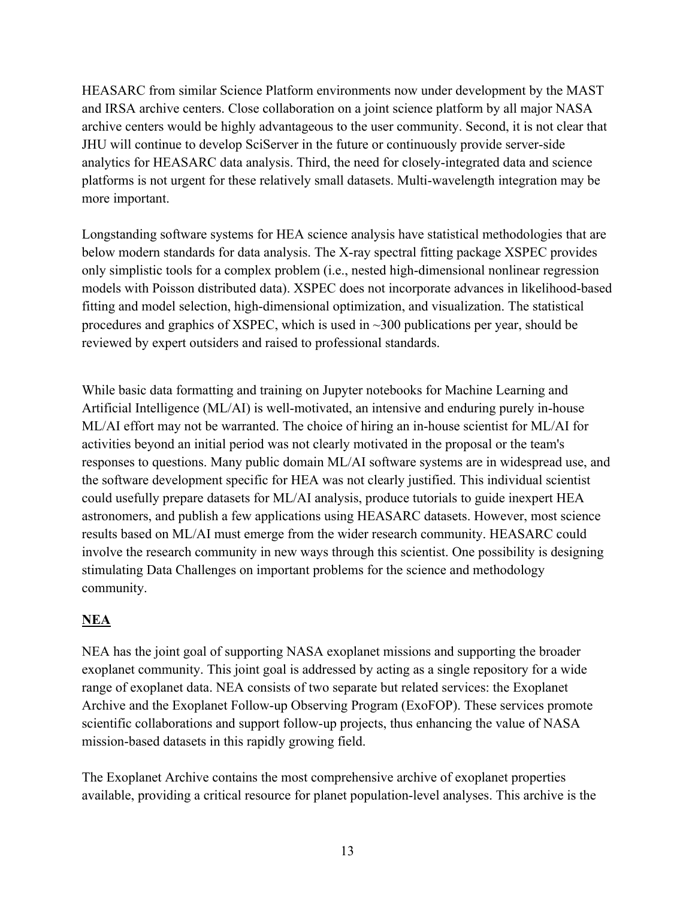HEASARC from similar Science Platform environments now under development by the MAST and IRSA archive centers. Close collaboration on a joint science platform by all major NASA archive centers would be highly advantageous to the user community. Second, it is not clear that JHU will continue to develop SciServer in the future or continuously provide server-side analytics for HEASARC data analysis. Third, the need for closely-integrated data and science platforms is not urgent for these relatively small datasets. Multi-wavelength integration may be more important.

Longstanding software systems for HEA science analysis have statistical methodologies that are below modern standards for data analysis. The X-ray spectral fitting package XSPEC provides only simplistic tools for a complex problem (i.e., nested high-dimensional nonlinear regression models with Poisson distributed data). XSPEC does not incorporate advances in likelihood-based fitting and model selection, high-dimensional optimization, and visualization. The statistical procedures and graphics of XSPEC, which is used in ~300 publications per year, should be reviewed by expert outsiders and raised to professional standards.

While basic data formatting and training on Jupyter notebooks for Machine Learning and Artificial Intelligence (ML/AI) is well-motivated, an intensive and enduring purely in-house ML/AI effort may not be warranted. The choice of hiring an in-house scientist for ML/AI for activities beyond an initial period was not clearly motivated in the proposal or the team's responses to questions. Many public domain ML/AI software systems are in widespread use, and the software development specific for HEA was not clearly justified. This individual scientist could usefully prepare datasets for ML/AI analysis, produce tutorials to guide inexpert HEA astronomers, and publish a few applications using HEASARC datasets. However, most science results based on ML/AI must emerge from the wider research community. HEASARC could involve the research community in new ways through this scientist. One possibility is designing stimulating Data Challenges on important problems for the science and methodology community.

## NEA

NEA has the joint goal of supporting NASA exoplanet missions and supporting the broader exoplanet community. This joint goal is addressed by acting as a single repository for a wide range of exoplanet data. NEA consists of two separate but related services: the Exoplanet Archive and the Exoplanet Follow-up Observing Program (ExoFOP). These services promote scientific collaborations and support follow-up projects, thus enhancing the value of NASA mission-based datasets in this rapidly growing field.

The Exoplanet Archive contains the most comprehensive archive of exoplanet properties available, providing a critical resource for planet population-level analyses. This archive is the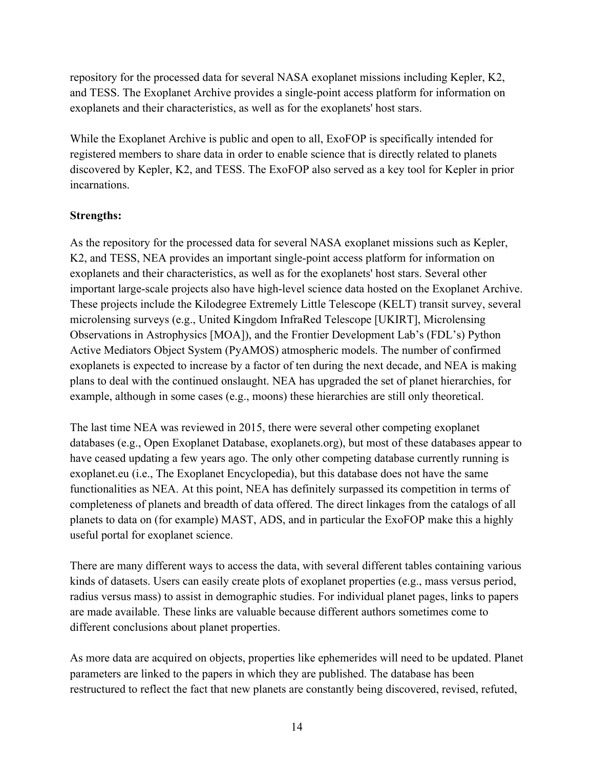repository for the processed data for several NASA exoplanet missions including Kepler, K2, and TESS. The Exoplanet Archive provides a single-point access platform for information on exoplanets and their characteristics, as well as for the exoplanets' host stars.

While the Exoplanet Archive is public and open to all, ExoFOP is specifically intended for registered members to share data in order to enable science that is directly related to planets discovered by Kepler, K2, and TESS. The ExoFOP also served as a key tool for Kepler in prior incarnations.

**Strengths:**

As the repository for the processed data for several NASA exoplanet missions such as Kepler, K2, and TESS, NEA provides an important single-point access platform for information on exoplanets and their characteristics, as well as for the exoplanets' host stars. Several other important large-scale projects also have high-level science data hosted on the Exoplanet Archive. These projects include the Kilodegree Extremely Little Telescope (KELT) transit survey, several microlensing surveys (e.g., United Kingdom InfraRed Telescope [UKIRT], Microlensing Observations in Astrophysics [MOA]), and the Frontier Development Lab's (FDL's) Python Active Mediators Object System (PyAMOS) atmospheric models. The number of confirmed exoplanets is expected to increase by a factor of ten during the next decade, and NEA is making plans to deal with the continued onslaught. NEA has upgraded the set of planet hierarchies, for example, although in some cases (e.g., moons) these hierarchies are still only theoretical.

The last time NEA was reviewed in 2015, there were several other competing exoplanet databases (e.g., Open Exoplanet Database, exoplanets.org), but most of these databases appear to have ceased updating a few years ago. The only other competing database currently running is exoplanet.eu (i.e., The Exoplanet Encyclopedia), but this database does not have the same functionalities as NEA. At this point, NEA has definitely surpassed its competition in terms of completeness of planets and breadth of data offered. The direct linkages from the catalogs of all planets to data on (for example) MAST, ADS, and in particular the ExoFOP make this a highly useful portal for exoplanet science.

There are many different ways to access the data, with several different tables containing various kinds of datasets. Users can easily create plots of exoplanet properties (e.g., mass versus period, radius versus mass) to assist in demographic studies. For individual planet pages, links to papers are made available. These links are valuable because different authors sometimes come to different conclusions about planet properties.

As more data are acquired on objects, properties like ephemerides will need to be updated. Planet parameters are linked to the papers in which they are published. The database has been restructured to reflect the fact that new planets are constantly being discovered, revised, refuted,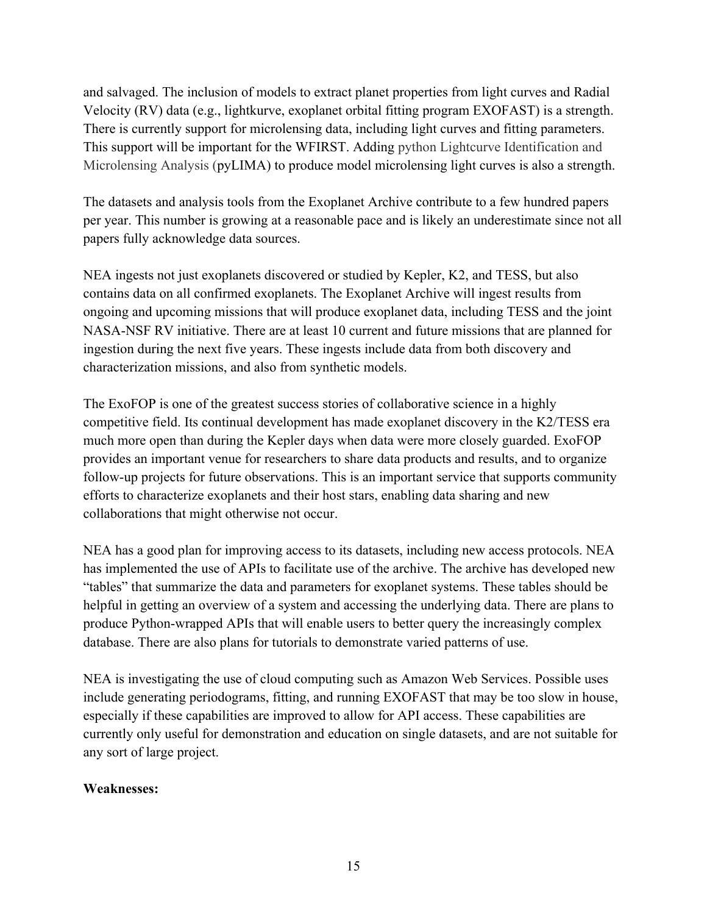and salvaged. The inclusion of models to extract planet properties from light curves and Radial Velocity (RV) data (e.g., lightkurve, exoplanet orbital fitting program EXOFAST) is a strength. There is currently support for microlensing data, including light curves and fitting parameters. This support will be important for the WFIRST. Adding python Lightcurve Identification and Microlensing Analysis (pyLIMA) to produce model microlensing light curves is also a strength.

The datasets and analysis tools from the Exoplanet Archive contribute to a few hundred papers per year. This number is growing at a reasonable pace and is likely an underestimate since not all papers fully acknowledge data sources.

NEA ingests not just exoplanets discovered or studied by Kepler, K2, and TESS, but also contains data on all confirmed exoplanets. The Exoplanet Archive will ingest results from ongoing and upcoming missions that will produce exoplanet data, including TESS and the joint NASA-NSF RV initiative. There are at least 10 current and future missions that are planned for ingestion during the next five years. These ingests include data from both discovery and characterization missions, and also from synthetic models.

The ExoFOP is one of the greatest success stories of collaborative science in a highly competitive field. Its continual development has made exoplanet discovery in the K2/TESS era much more open than during the Kepler days when data were more closely guarded. ExoFOP provides an important venue for researchers to share data products and results, and to organize follow-up projects for future observations. This is an important service that supports community efforts to characterize exoplanets and their host stars, enabling data sharing and new collaborations that might otherwise not occur.

NEA has a good plan for improving access to its datasets, including new access protocols. NEA has implemented the use of APIs to facilitate use of the archive. The archive has developed new "tables" that summarize the data and parameters for exoplanet systems. These tables should be helpful in getting an overview of a system and accessing the underlying data. There are plans to produce Python-wrapped APIs that will enable users to better query the increasingly complex database. There are also plans for tutorials to demonstrate varied patterns of use.

NEA is investigating the use of cloud computing such as Amazon Web Services. Possible uses include generating periodograms, fitting, and running EXOFAST that may be too slow in house, especially if these capabilities are improved to allow for API access. These capabilities are currently only useful for demonstration and education on single datasets, and are not suitable for any sort of large project.

**Weaknesses:**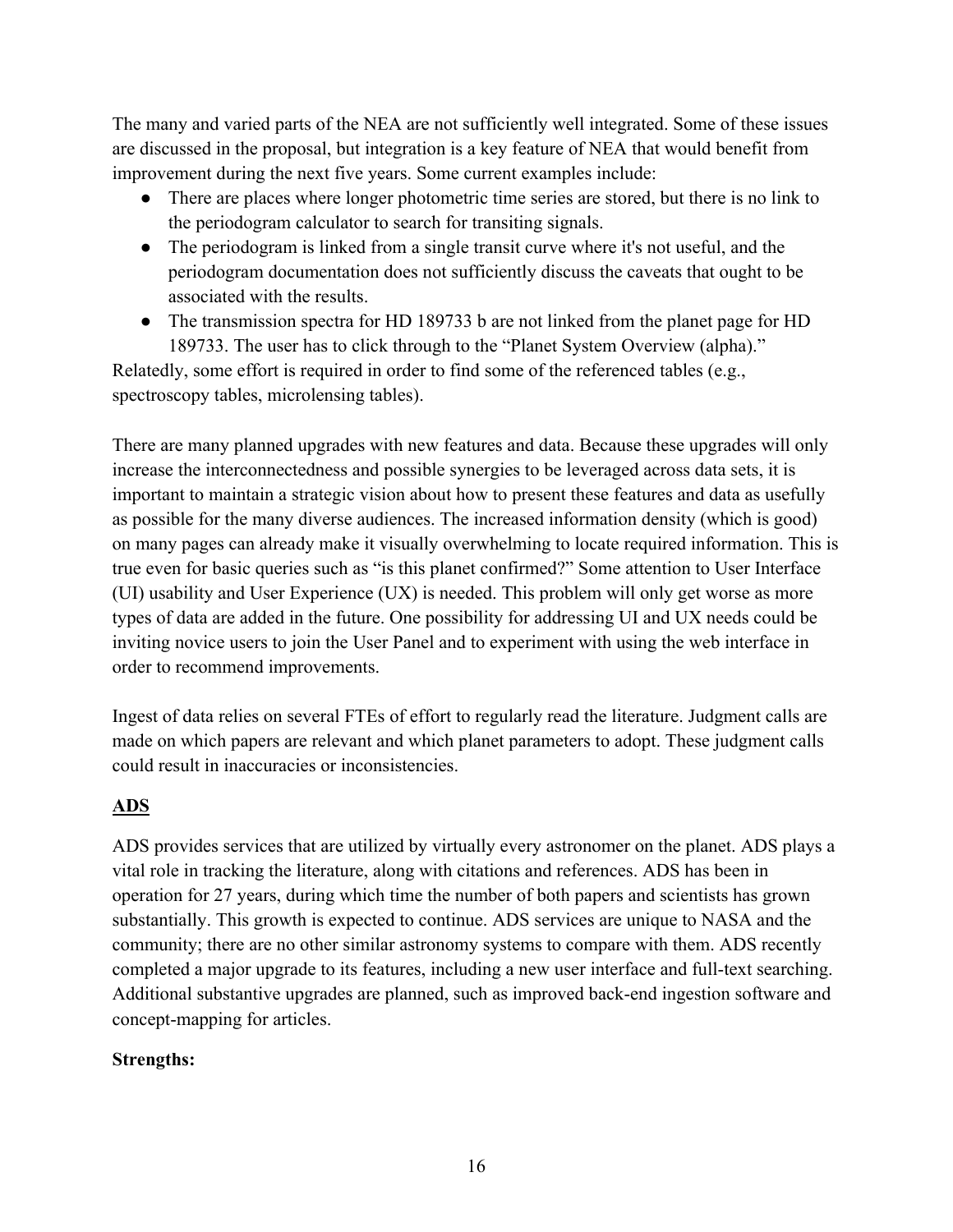The many and varied parts of the NEA are not sufficiently well integrated. Some of these issues are discussed in the proposal, but integration is a key feature of NEA that would benefit from improvement during the next five years. Some current examples include:

- There are places where longer photometric time series are stored, but there is no link to the periodogram calculator to search for transiting signals.
- The periodogram is linked from a single transit curve where it's not useful, and the periodogram documentation does not sufficiently discuss the caveats that ought to be associated with the results.
- The transmission spectra for HD 189733 b are not linked from the planet page for HD 189733. The user has to click through to the "Planet System Overview (alpha)."

Relatedly, some effort is required in order to find some of the referenced tables (e.g., spectroscopy tables, microlensing tables).

There are many planned upgrades with new features and data. Because these upgrades will only increase the interconnectedness and possible synergies to be leveraged across data sets, it is important to maintain a strategic vision about how to present these features and data as usefully as possible for the many diverse audiences. The increased information density (which is good) on many pages can already make it visually overwhelming to locate required information. This is true even for basic queries such as "is this planet confirmed?" Some attention to User Interface (UI) usability and User Experience (UX) is needed. This problem will only get worse as more types of data are added in the future. One possibility for addressing UI and UX needs could be inviting novice users to join the User Panel and to experiment with using the web interface in order to recommend improvements.

Ingest of data relies on several FTEs of effort to regularly read the literature. Judgment calls are made on which papers are relevant and which planet parameters to adopt. These judgment calls could result in inaccuracies or inconsistencies.

## ADS

ADS provides services that are utilized by virtually every astronomer on the planet. ADS plays a vital role in tracking the literature, along with citations and references. ADS has been in operation for 27 years, during which time the number of both papers and scientists has grown substantially. This growth is expected to continue. ADS services are unique to NASA and the community; there are no other similar astronomy systems to compare with them. ADS recently completed a major upgrade to its features, including a new user interface and full-text searching. Additional substantive upgrades are planned, such as improved back-end ingestion software and concept-mapping for articles.

**Strengths:**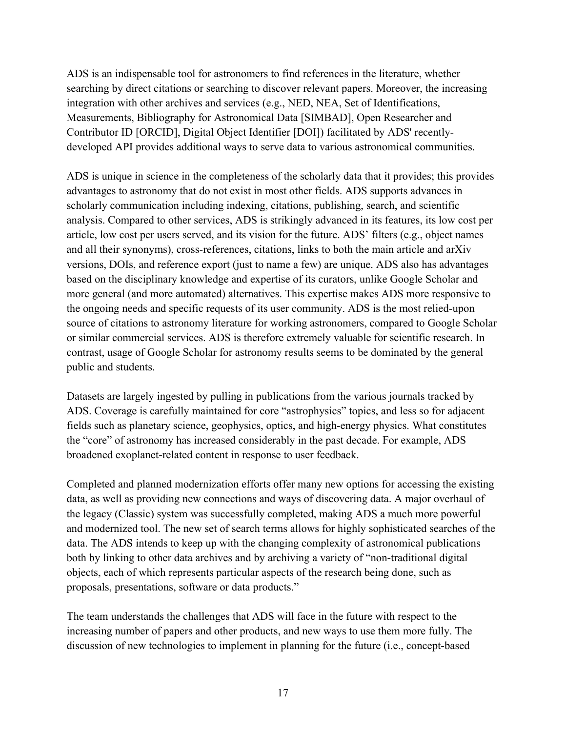ADS is an indispensable tool for astronomers to find references in the literature, whether searching by direct citations or searching to discover relevant papers. Moreover, the increasing integration with other archives and services (e.g., NED, NEA, Set of Identifications, Measurements, Bibliography for Astronomical Data [SIMBAD], Open Researcher and Contributor ID [ORCID], Digital Object Identifier [DOI]) facilitated by ADS' recently-developed API provides additional ways to serve data to various astronomical communities.

ADS is unique in science in the completeness of the scholarly data that it provides; this provides advantages to astronomy that do not exist in most other fields. ADS supports advances in scholarly communication including indexing, citations, publishing, search, and scientific analysis. Compared to other services, ADS is strikingly advanced in its features, its low cost per article, low cost per users served, and its vision for the future. ADS' filters (e.g., object names and all their synonyms), cross-references, citations, links to both the main article and arXiv versions, DOIs, and reference export (just to name a few) are unique. ADS also has advantages based on the disciplinary knowledge and expertise of its curators, unlike Google Scholar and more general (and more automated) alternatives. This expertise makes ADS more responsive to the ongoing needs and specific requests of its user community. ADS is the most relied-upon source of citations to astronomy literature for working astronomers, compared to Google Scholar or similar commercial services. ADS is therefore extremely valuable for scientific research. In contrast, usage of Google Scholar for astronomy results seems to be dominated by the general public and students.

Datasets are largely ingested by pulling in publications from the various journals tracked by ADS. Coverage is carefully maintained for core "astrophysics" topics, and less so for adjacent fields such as planetary science, geophysics, optics, and high-energy physics. What constitutes the "core" of astronomy has increased considerably in the past decade. For example, ADS broadened exoplanet-related content in response to user feedback.

Completed and planned modernization efforts offer many new options for accessing the existing data, as well as providing new connections and ways of discovering data. A major overhaul of the legacy (Classic) system was successfully completed, making ADS a much more powerful and modernized tool. The new set of search terms allows for highly sophisticated searches of the data. The ADS intends to keep up with the changing complexity of astronomical publications both by linking to other data archives and by archiving a variety of "non-traditional digital objects, each of which represents particular aspects of the research being done, such as proposals, presentations, software or data products."

The team understands the challenges that ADS will face in the future with respect to the increasing number of papers and other products, and new ways to use them more fully. The discussion of new technologies to implement in planning for the future (i.e., concept-based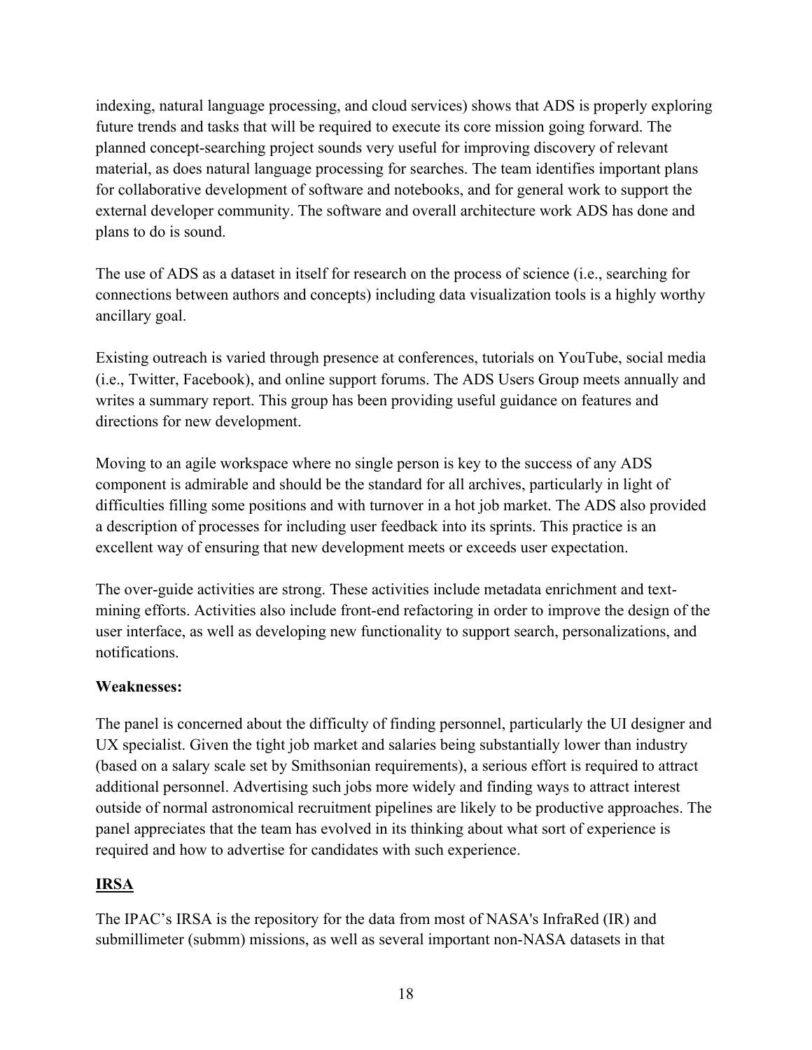indexing, natural language processing, and cloud services) shows that ADS is properly exploring future trends and tasks that will be required to execute its core mission going forward. The planned concept-searching project sounds very useful for improving discovery of relevant material, as does natural language processing for searches. The team identifies important plans for collaborative development of software and notebooks, and for general work to support the external developer community. The software and overall architecture work ADS has done and plans to do is sound.

The use of ADS as a dataset in itself for research on the process of science (i.e., searching for connections between authors and concepts) including data visualization tools is a highly worthy ancillary goal.

Existing outreach is varied through presence at conferences, tutorials on YouTube, social media (i.e., Twitter, Facebook), and online support forums. The ADS Users Group meets annually and writes a summary report. This group has been providing useful guidance on features and directions for new development.

Moving to an agile workspace where no single person is key to the success of any ADS component is admirable and should be the standard for all archives, particularly in light of difficulties filling some positions and with turnover in a hot job market. The ADS also provided a description of processes for including user feedback into its sprints. This practice is an excellent way of ensuring that new development meets or exceeds user expectation.

The over-guide activities are strong. These activities include metadata enrichment and text-mining efforts. Activities also include front-end refactoring in order to improve the design of the user interface, as well as developing new functionality to support search, personalizations, and notifications.

**Weaknesses:**

The panel is concerned about the difficulty of finding personnel, particularly the UI designer and UX specialist. Given the tight job market and salaries being substantially lower than industry (based on a salary scale set by Smithsonian requirements), a serious effort is required to attract additional personnel. Advertising such jobs more widely and finding ways to attract interest outside of normal astronomical recruitment pipelines are likely to be productive approaches. The panel appreciates that the team has evolved in its thinking about what sort of experience is required and how to advertise for candidates with such experience.

## IRSA

The IPAC's IRSA is the repository for the data from most of NASA's InfraRed (IR) and submillimeter (submm) missions, as well as several important non-NASA datasets in that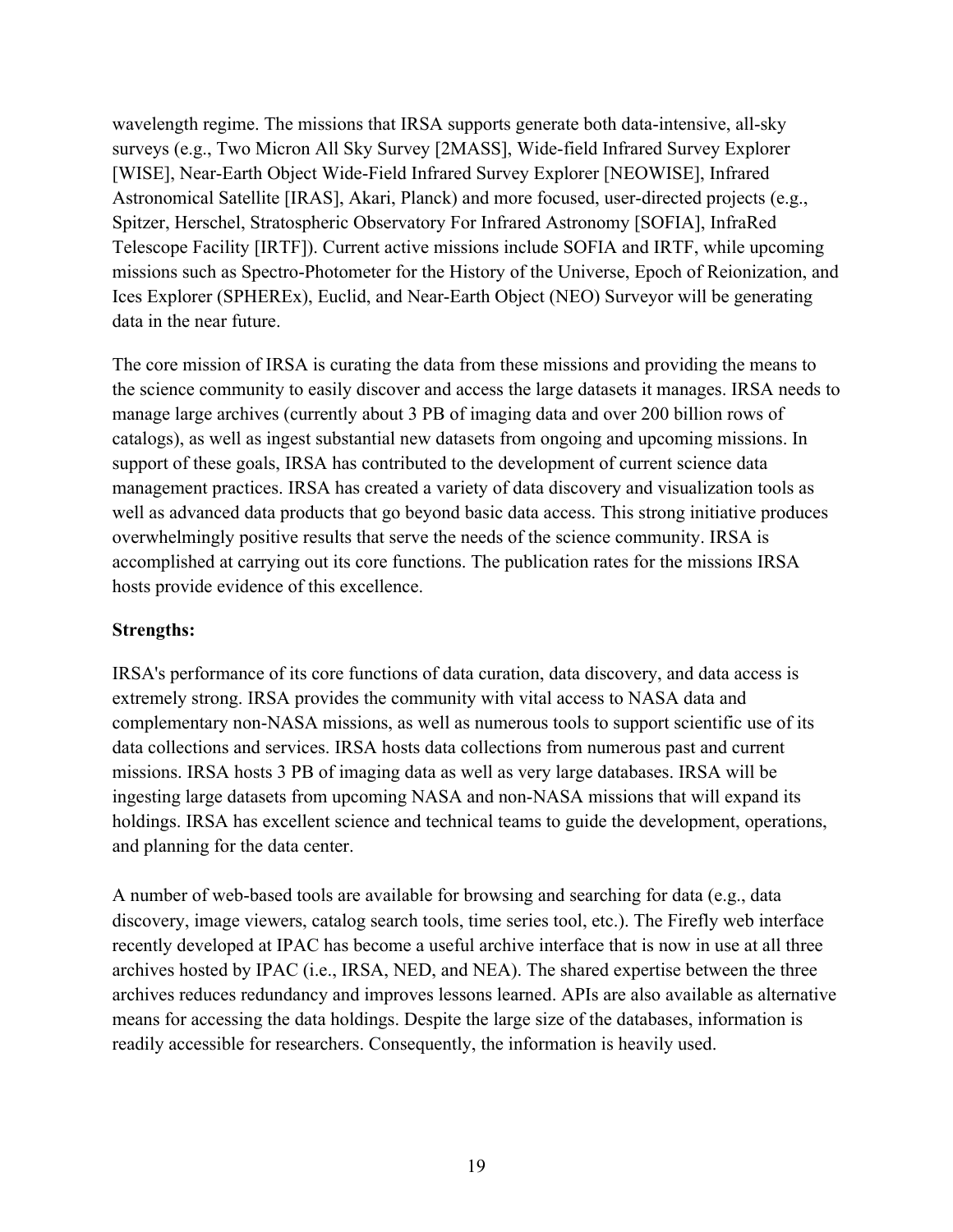wavelength regime. The missions that IRSA supports generate both data-intensive, all-sky surveys (e.g., Two Micron All Sky Survey [2MASS], Wide-field Infrared Survey Explorer [WISE], Near-Earth Object Wide-Field Infrared Survey Explorer [NEOWISE], Infrared Astronomical Satellite [IRAS], Akari, Planck) and more focused, user-directed projects (e.g., Spitzer, Herschel, Stratospheric Observatory For Infrared Astronomy [SOFIA], InfraRed Telescope Facility [IRTF]). Current active missions include SOFIA and IRTF, while upcoming missions such as Spectro-Photometer for the History of the Universe, Epoch of Reionization, and Ices Explorer (SPHEREx), Euclid, and Near-Earth Object (NEO) Surveyor will be generating data in the near future.

The core mission of IRSA is curating the data from these missions and providing the means to the science community to easily discover and access the large datasets it manages. IRSA needs to manage large archives (currently about 3 PB of imaging data and over 200 billion rows of catalogs), as well as ingest substantial new datasets from ongoing and upcoming missions. In support of these goals, IRSA has contributed to the development of current science data management practices. IRSA has created a variety of data discovery and visualization tools as well as advanced data products that go beyond basic data access. This strong initiative produces overwhelmingly positive results that serve the needs of the science community. IRSA is accomplished at carrying out its core functions. The publication rates for the missions IRSA hosts provide evidence of this excellence.

**Strengths:**

IRSA's performance of its core functions of data curation, data discovery, and data access is extremely strong. IRSA provides the community with vital access to NASA data and complementary non-NASA missions, as well as numerous tools to support scientific use of its data collections and services. IRSA hosts data collections from numerous past and current missions. IRSA hosts 3 PB of imaging data as well as very large databases. IRSA will be ingesting large datasets from upcoming NASA and non-NASA missions that will expand its holdings. IRSA has excellent science and technical teams to guide the development, operations, and planning for the data center.

A number of web-based tools are available for browsing and searching for data (e.g., data discovery, image viewers, catalog search tools, time series tool, etc.). The Firefly web interface recently developed at IPAC has become a useful archive interface that is now in use at all three archives hosted by IPAC (i.e., IRSA, NED, and NEA). The shared expertise between the three archives reduces redundancy and improves lessons learned. APIs are also available as alternative means for accessing the data holdings. Despite the large size of the databases, information is readily accessible for researchers. Consequently, the information is heavily used.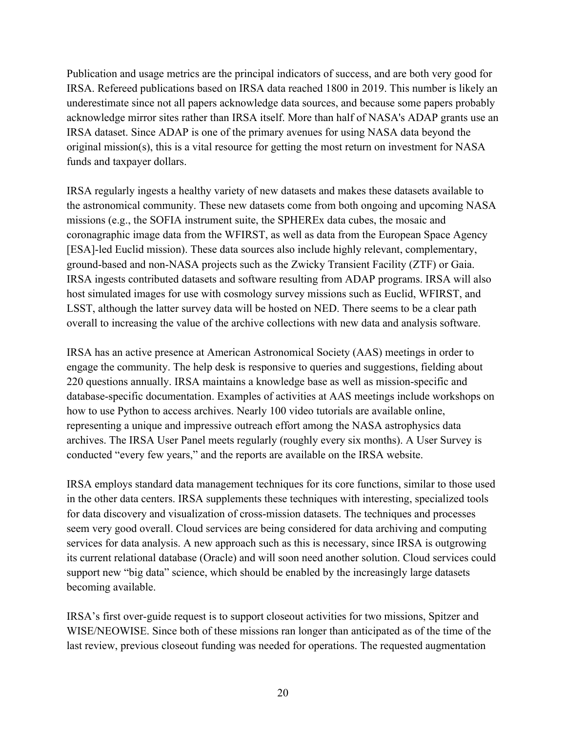Publication and usage metrics are the principal indicators of success, and are both very good for IRSA. Refereed publications based on IRSA data reached 1800 in 2019. This number is likely an underestimate since not all papers acknowledge data sources, and because some papers probably acknowledge mirror sites rather than IRSA itself. More than half of NASA's ADAP grants use an IRSA dataset. Since ADAP is one of the primary avenues for using NASA data beyond the original mission(s), this is a vital resource for getting the most return on investment for NASA funds and taxpayer dollars.

IRSA regularly ingests a healthy variety of new datasets and makes these datasets available to the astronomical community. These new datasets come from both ongoing and upcoming NASA missions (e.g., the SOFIA instrument suite, the SPHEREx data cubes, the mosaic and coronagraphic image data from the WFIRST, as well as data from the European Space Agency [ESA]-led Euclid mission). These data sources also include highly relevant, complementary, ground-based and non-NASA projects such as the Zwicky Transient Facility (ZTF) or Gaia. IRSA ingests contributed datasets and software resulting from ADAP programs. IRSA will also host simulated images for use with cosmology survey missions such as Euclid, WFIRST, and LSST, although the latter survey data will be hosted on NED. There seems to be a clear path overall to increasing the value of the archive collections with new data and analysis software.

IRSA has an active presence at American Astronomical Society (AAS) meetings in order to engage the community. The help desk is responsive to queries and suggestions, fielding about 220 questions annually. IRSA maintains a knowledge base as well as mission-specific and database-specific documentation. Examples of activities at AAS meetings include workshops on how to use Python to access archives. Nearly 100 video tutorials are available online, representing a unique and impressive outreach effort among the NASA astrophysics data archives. The IRSA User Panel meets regularly (roughly every six months). A User Survey is conducted “every few years,” and the reports are available on the IRSA website.

IRSA employs standard data management techniques for its core functions, similar to those used in the other data centers. IRSA supplements these techniques with interesting, specialized tools for data discovery and visualization of cross-mission datasets. The techniques and processes seem very good overall. Cloud services are being considered for data archiving and computing services for data analysis. A new approach such as this is necessary, since IRSA is outgrowing its current relational database (Oracle) and will soon need another solution. Cloud services could support new “big data” science, which should be enabled by the increasingly large datasets becoming available.

IRSA’s first over-guide request is to support closeout activities for two missions, Spitzer and WISE/NEOWISE. Since both of these missions ran longer than anticipated as of the time of the last review, previous closeout funding was needed for operations. The requested augmentation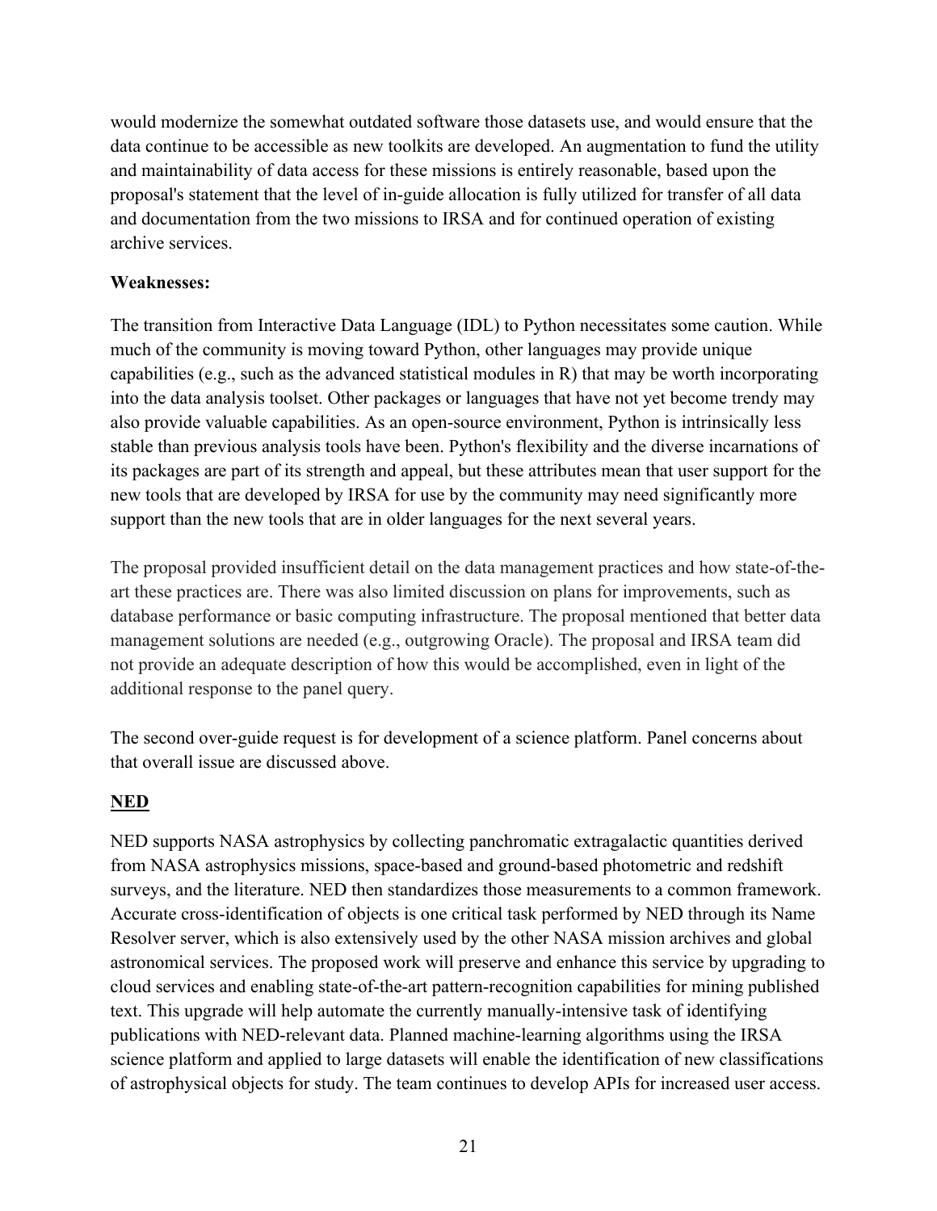would modernize the somewhat outdated software those datasets use, and would ensure that the data continue to be accessible as new toolkits are developed. An augmentation to fund the utility and maintainability of data access for these missions is entirely reasonable, based upon the proposal's statement that the level of in-guide allocation is fully utilized for transfer of all data and documentation from the two missions to IRSA and for continued operation of existing archive services.

**Weaknesses:**

The transition from Interactive Data Language (IDL) to Python necessitates some caution. While much of the community is moving toward Python, other languages may provide unique capabilities (e.g., such as the advanced statistical modules in R) that may be worth incorporating into the data analysis toolset. Other packages or languages that have not yet become trendy may also provide valuable capabilities. As an open-source environment, Python is intrinsically less stable than previous analysis tools have been. Python's flexibility and the diverse incarnations of its packages are part of its strength and appeal, but these attributes mean that user support for the new tools that are developed by IRSA for use by the community may need significantly more support than the new tools that are in older languages for the next several years.

The proposal provided insufficient detail on the data management practices and how state-of-the-art these practices are. There was also limited discussion on plans for improvements, such as database performance or basic computing infrastructure. The proposal mentioned that better data management solutions are needed (e.g., outgrowing Oracle). The proposal and IRSA team did not provide an adequate description of how this would be accomplished, even in light of the additional response to the panel query.

The second over-guide request is for development of a science platform. Panel concerns about that overall issue are discussed above.

## NED

NED supports NASA astrophysics by collecting panchromatic extragalactic quantities derived from NASA astrophysics missions, space-based and ground-based photometric and redshift surveys, and the literature. NED then standardizes those measurements to a common framework. Accurate cross-identification of objects is one critical task performed by NED through its Name Resolver server, which is also extensively used by the other NASA mission archives and global astronomical services. The proposed work will preserve and enhance this service by upgrading to cloud services and enabling state-of-the-art pattern-recognition capabilities for mining published text. This upgrade will help automate the currently manually-intensive task of identifying publications with NED-relevant data. Planned machine-learning algorithms using the IRSA science platform and applied to large datasets will enable the identification of new classifications of astrophysical objects for study. The team continues to develop APIs for increased user access.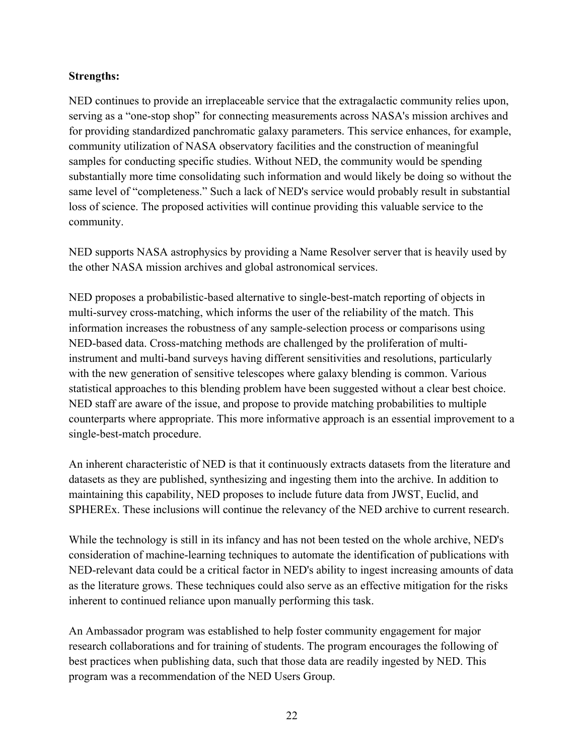**Strengths:**

NED continues to provide an irreplaceable service that the extragalactic community relies upon, serving as a "one-stop shop" for connecting measurements across NASA's mission archives and for providing standardized panchromatic galaxy parameters. This service enhances, for example, community utilization of NASA observatory facilities and the construction of meaningful samples for conducting specific studies. Without NED, the community would be spending substantially more time consolidating such information and would likely be doing so without the same level of "completeness." Such a lack of NED's service would probably result in substantial loss of science. The proposed activities will continue providing this valuable service to the community.

NED supports NASA astrophysics by providing a Name Resolver server that is heavily used by the other NASA mission archives and global astronomical services.

NED proposes a probabilistic-based alternative to single-best-match reporting of objects in multi-survey cross-matching, which informs the user of the reliability of the match. This information increases the robustness of any sample-selection process or comparisons using NED-based data. Cross-matching methods are challenged by the proliferation of multi-instrument and multi-band surveys having different sensitivities and resolutions, particularly with the new generation of sensitive telescopes where galaxy blending is common. Various statistical approaches to this blending problem have been suggested without a clear best choice. NED staff are aware of the issue, and propose to provide matching probabilities to multiple counterparts where appropriate. This more informative approach is an essential improvement to a single-best-match procedure.

An inherent characteristic of NED is that it continuously extracts datasets from the literature and datasets as they are published, synthesizing and ingesting them into the archive. In addition to maintaining this capability, NED proposes to include future data from JWST, Euclid, and SPHEREx. These inclusions will continue the relevancy of the NED archive to current research.

While the technology is still in its infancy and has not been tested on the whole archive, NED's consideration of machine-learning techniques to automate the identification of publications with NED-relevant data could be a critical factor in NED's ability to ingest increasing amounts of data as the literature grows. These techniques could also serve as an effective mitigation for the risks inherent to continued reliance upon manually performing this task.

An Ambassador program was established to help foster community engagement for major research collaborations and for training of students. The program encourages the following of best practices when publishing data, such that those data are readily ingested by NED. This program was a recommendation of the NED Users Group.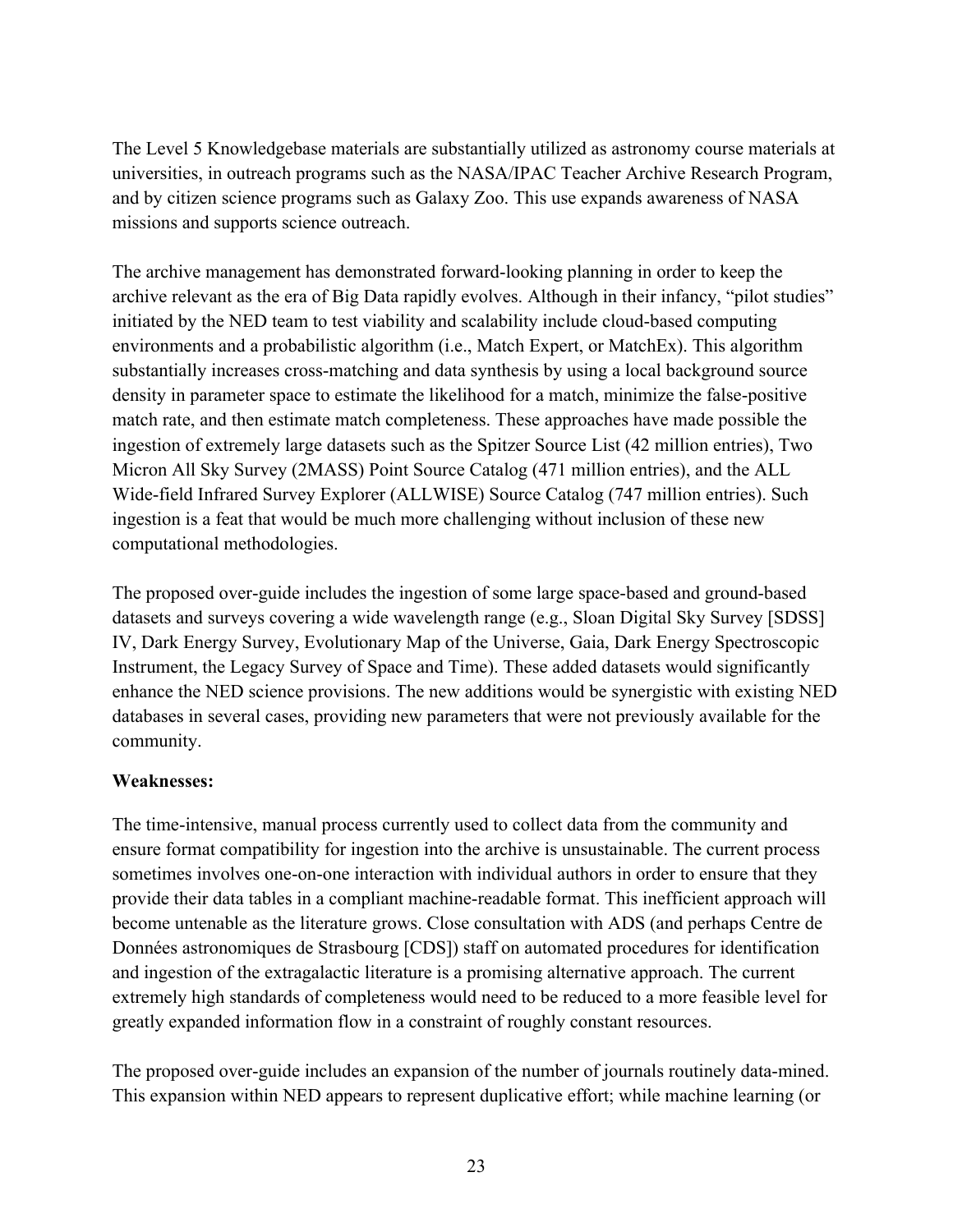The Level 5 Knowledgebase materials are substantially utilized as astronomy course materials at universities, in outreach programs such as the NASA/IPAC Teacher Archive Research Program, and by citizen science programs such as Galaxy Zoo. This use expands awareness of NASA missions and supports science outreach.

The archive management has demonstrated forward-looking planning in order to keep the archive relevant as the era of Big Data rapidly evolves. Although in their infancy, "pilot studies" initiated by the NED team to test viability and scalability include cloud-based computing environments and a probabilistic algorithm (i.e., Match Expert, or MatchEx). This algorithm substantially increases cross-matching and data synthesis by using a local background source density in parameter space to estimate the likelihood for a match, minimize the false-positive match rate, and then estimate match completeness. These approaches have made possible the ingestion of extremely large datasets such as the Spitzer Source List (42 million entries), Two Micron All Sky Survey (2MASS) Point Source Catalog (471 million entries), and the ALL Wide-field Infrared Survey Explorer (ALLWISE) Source Catalog (747 million entries). Such ingestion is a feat that would be much more challenging without inclusion of these new computational methodologies.

The proposed over-guide includes the ingestion of some large space-based and ground-based datasets and surveys covering a wide wavelength range (e.g., Sloan Digital Sky Survey [SDSS] IV, Dark Energy Survey, Evolutionary Map of the Universe, Gaia, Dark Energy Spectroscopic Instrument, the Legacy Survey of Space and Time). These added datasets would significantly enhance the NED science provisions. The new additions would be synergistic with existing NED databases in several cases, providing new parameters that were not previously available for the community.

**Weaknesses:**

The time-intensive, manual process currently used to collect data from the community and ensure format compatibility for ingestion into the archive is unsustainable. The current process sometimes involves one-on-one interaction with individual authors in order to ensure that they provide their data tables in a compliant machine-readable format. This inefficient approach will become untenable as the literature grows. Close consultation with ADS (and perhaps Centre de Données astronomiques de Strasbourg [CDS]) staff on automated procedures for identification and ingestion of the extragalactic literature is a promising alternative approach. The current extremely high standards of completeness would need to be reduced to a more feasible level for greatly expanded information flow in a constraint of roughly constant resources.

The proposed over-guide includes an expansion of the number of journals routinely data-mined. This expansion within NED appears to represent duplicative effort; while machine learning (or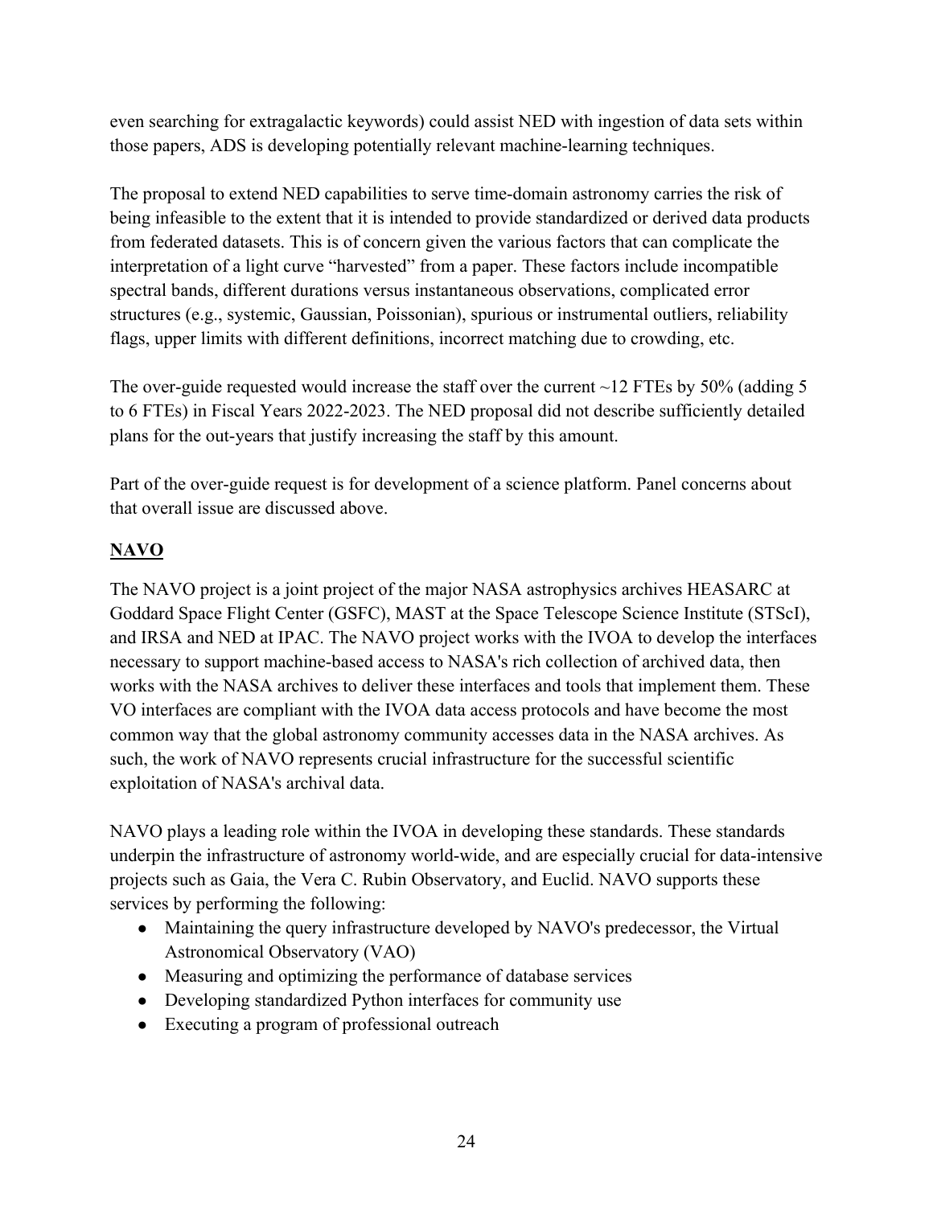even searching for extragalactic keywords) could assist NED with ingestion of data sets within those papers, ADS is developing potentially relevant machine-learning techniques.

The proposal to extend NED capabilities to serve time-domain astronomy carries the risk of being infeasible to the extent that it is intended to provide standardized or derived data products from federated datasets. This is of concern given the various factors that can complicate the interpretation of a light curve "harvested" from a paper. These factors include incompatible spectral bands, different durations versus instantaneous observations, complicated error structures (e.g., systemic, Gaussian, Poissonian), spurious or instrumental outliers, reliability flags, upper limits with different definitions, incorrect matching due to crowding, etc.

The over-guide requested would increase the staff over the current ~12 FTEs by 50% (adding 5 to 6 FTEs) in Fiscal Years 2022-2023. The NED proposal did not describe sufficiently detailed plans for the out-years that justify increasing the staff by this amount.

Part of the over-guide request is for development of a science platform. Panel concerns about that overall issue are discussed above.

## NAVO

The NAVO project is a joint project of the major NASA astrophysics archives HEASARC at Goddard Space Flight Center (GSFC), MAST at the Space Telescope Science Institute (STScI), and IRSA and NED at IPAC. The NAVO project works with the IVOA to develop the interfaces necessary to support machine-based access to NASA's rich collection of archived data, then works with the NASA archives to deliver these interfaces and tools that implement them. These VO interfaces are compliant with the IVOA data access protocols and have become the most common way that the global astronomy community accesses data in the NASA archives. As such, the work of NAVO represents crucial infrastructure for the successful scientific exploitation of NASA's archival data.

NAVO plays a leading role within the IVOA in developing these standards. These standards underpin the infrastructure of astronomy world-wide, and are especially crucial for data-intensive projects such as Gaia, the Vera C. Rubin Observatory, and Euclid. NAVO supports these services by performing the following:

- Maintaining the query infrastructure developed by NAVO's predecessor, the Virtual Astronomical Observatory (VAO)
- Measuring and optimizing the performance of database services
- Developing standardized Python interfaces for community use
- Executing a program of professional outreach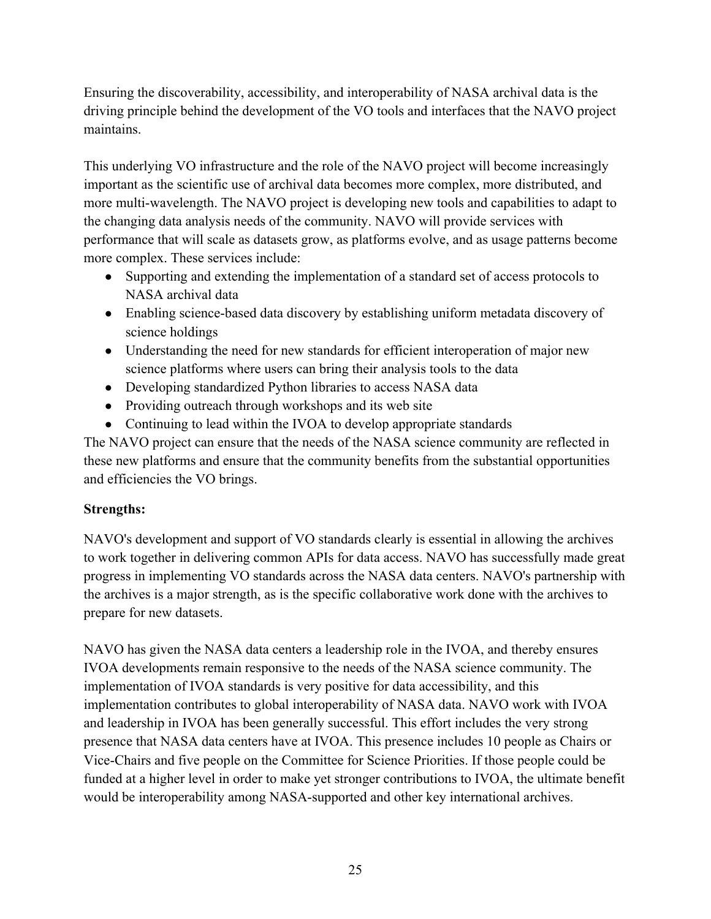Ensuring the discoverability, accessibility, and interoperability of NASA archival data is the driving principle behind the development of the VO tools and interfaces that the NAVO project maintains.

This underlying VO infrastructure and the role of the NAVO project will become increasingly important as the scientific use of archival data becomes more complex, more distributed, and more multi-wavelength. The NAVO project is developing new tools and capabilities to adapt to the changing data analysis needs of the community. NAVO will provide services with performance that will scale as datasets grow, as platforms evolve, and as usage patterns become more complex. These services include:

- Supporting and extending the implementation of a standard set of access protocols to NASA archival data
- Enabling science-based data discovery by establishing uniform metadata discovery of science holdings
- Understanding the need for new standards for efficient interoperation of major new science platforms where users can bring their analysis tools to the data
- Developing standardized Python libraries to access NASA data
- Providing outreach through workshops and its web site
- Continuing to lead within the IVOA to develop appropriate standards

The NAVO project can ensure that the needs of the NASA science community are reflected in these new platforms and ensure that the community benefits from the substantial opportunities and efficiencies the VO brings.

**Strengths:**

NAVO's development and support of VO standards clearly is essential in allowing the archives to work together in delivering common APIs for data access. NAVO has successfully made great progress in implementing VO standards across the NASA data centers. NAVO's partnership with the archives is a major strength, as is the specific collaborative work done with the archives to prepare for new datasets.

NAVO has given the NASA data centers a leadership role in the IVOA, and thereby ensures IVOA developments remain responsive to the needs of the NASA science community. The implementation of IVOA standards is very positive for data accessibility, and this implementation contributes to global interoperability of NASA data. NAVO work with IVOA and leadership in IVOA has been generally successful. This effort includes the very strong presence that NASA data centers have at IVOA. This presence includes 10 people as Chairs or Vice-Chairs and five people on the Committee for Science Priorities. If those people could be funded at a higher level in order to make yet stronger contributions to IVOA, the ultimate benefit would be interoperability among NASA-supported and other key international archives.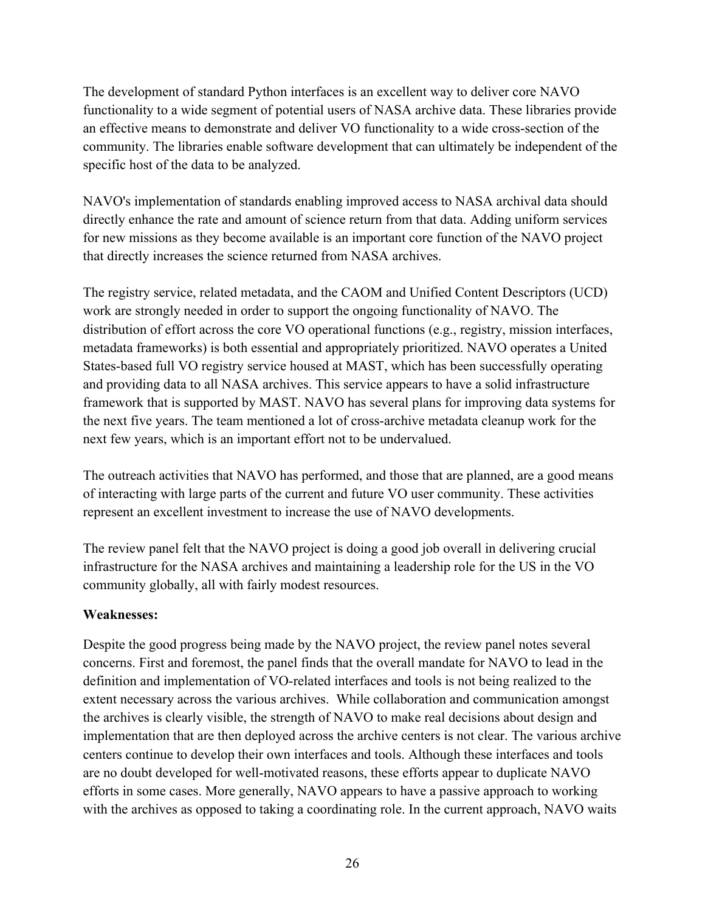The development of standard Python interfaces is an excellent way to deliver core NAVO functionality to a wide segment of potential users of NASA archive data. These libraries provide an effective means to demonstrate and deliver VO functionality to a wide cross-section of the community. The libraries enable software development that can ultimately be independent of the specific host of the data to be analyzed.

NAVO's implementation of standards enabling improved access to NASA archival data should directly enhance the rate and amount of science return from that data. Adding uniform services for new missions as they become available is an important core function of the NAVO project that directly increases the science returned from NASA archives.

The registry service, related metadata, and the CAOM and Unified Content Descriptors (UCD) work are strongly needed in order to support the ongoing functionality of NAVO. The distribution of effort across the core VO operational functions (e.g., registry, mission interfaces, metadata frameworks) is both essential and appropriately prioritized. NAVO operates a United States-based full VO registry service housed at MAST, which has been successfully operating and providing data to all NASA archives. This service appears to have a solid infrastructure framework that is supported by MAST. NAVO has several plans for improving data systems for the next five years. The team mentioned a lot of cross-archive metadata cleanup work for the next few years, which is an important effort not to be undervalued.

The outreach activities that NAVO has performed, and those that are planned, are a good means of interacting with large parts of the current and future VO user community. These activities represent an excellent investment to increase the use of NAVO developments.

The review panel felt that the NAVO project is doing a good job overall in delivering crucial infrastructure for the NASA archives and maintaining a leadership role for the US in the VO community globally, all with fairly modest resources.

**Weaknesses:**

Despite the good progress being made by the NAVO project, the review panel notes several concerns. First and foremost, the panel finds that the overall mandate for NAVO to lead in the definition and implementation of VO-related interfaces and tools is not being realized to the extent necessary across the various archives. While collaboration and communication amongst the archives is clearly visible, the strength of NAVO to make real decisions about design and implementation that are then deployed across the archive centers is not clear. The various archive centers continue to develop their own interfaces and tools. Although these interfaces and tools are no doubt developed for well-motivated reasons, these efforts appear to duplicate NAVO efforts in some cases. More generally, NAVO appears to have a passive approach to working with the archives as opposed to taking a coordinating role. In the current approach, NAVO waits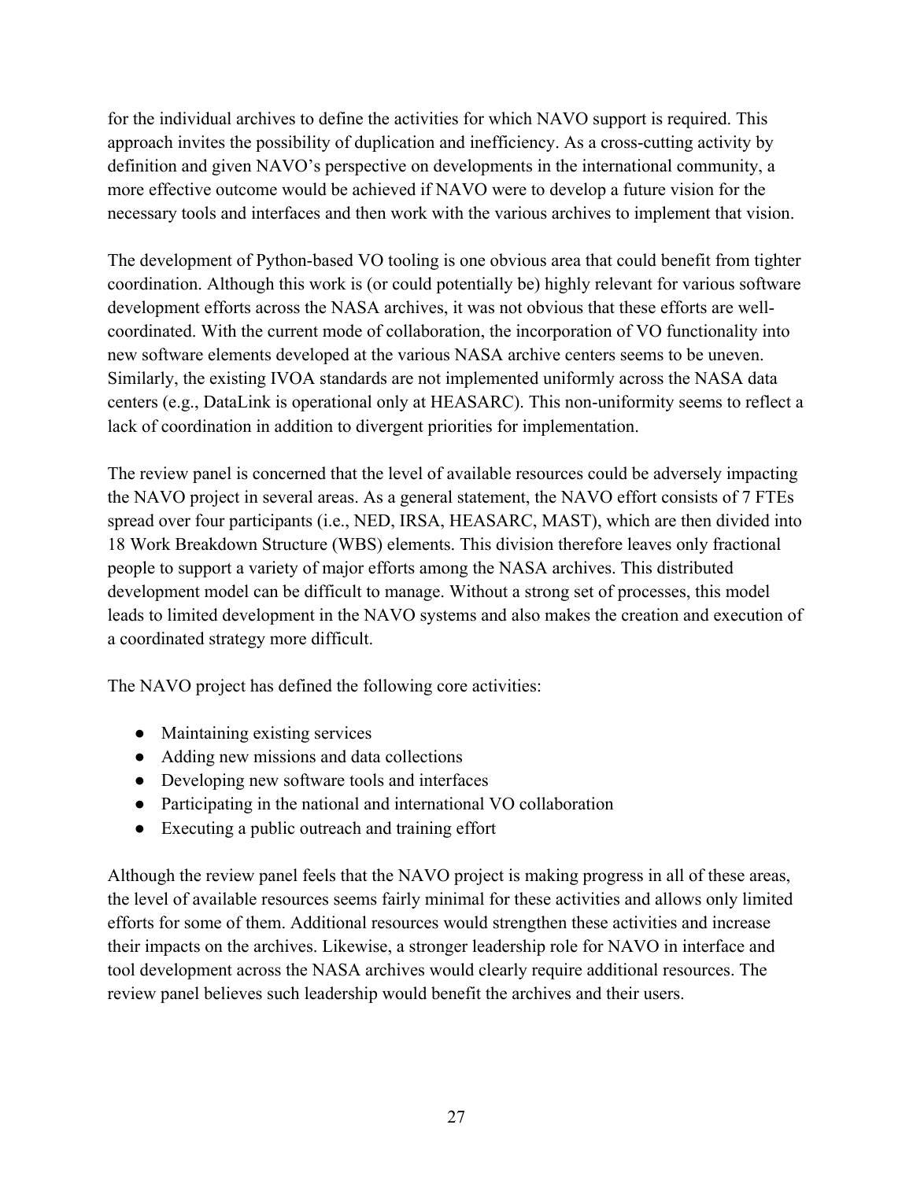for the individual archives to define the activities for which NAVO support is required. This approach invites the possibility of duplication and inefficiency. As a cross-cutting activity by definition and given NAVO's perspective on developments in the international community, a more effective outcome would be achieved if NAVO were to develop a future vision for the necessary tools and interfaces and then work with the various archives to implement that vision.

The development of Python-based VO tooling is one obvious area that could benefit from tighter coordination. Although this work is (or could potentially be) highly relevant for various software development efforts across the NASA archives, it was not obvious that these efforts are well-coordinated. With the current mode of collaboration, the incorporation of VO functionality into new software elements developed at the various NASA archive centers seems to be uneven. Similarly, the existing IVOA standards are not implemented uniformly across the NASA data centers (e.g., DataLink is operational only at HEASARC). This non-uniformity seems to reflect a lack of coordination in addition to divergent priorities for implementation.

The review panel is concerned that the level of available resources could be adversely impacting the NAVO project in several areas. As a general statement, the NAVO effort consists of 7 FTEs spread over four participants (i.e., NED, IRSA, HEASARC, MAST), which are then divided into 18 Work Breakdown Structure (WBS) elements. This division therefore leaves only fractional people to support a variety of major efforts among the NASA archives. This distributed development model can be difficult to manage. Without a strong set of processes, this model leads to limited development in the NAVO systems and also makes the creation and execution of a coordinated strategy more difficult.

The NAVO project has defined the following core activities:

- Maintaining existing services
- Adding new missions and data collections
- Developing new software tools and interfaces
- Participating in the national and international VO collaboration
- Executing a public outreach and training effort

Although the review panel feels that the NAVO project is making progress in all of these areas, the level of available resources seems fairly minimal for these activities and allows only limited efforts for some of them. Additional resources would strengthen these activities and increase their impacts on the archives. Likewise, a stronger leadership role for NAVO in interface and tool development across the NASA archives would clearly require additional resources. The review panel believes such leadership would benefit the archives and their users.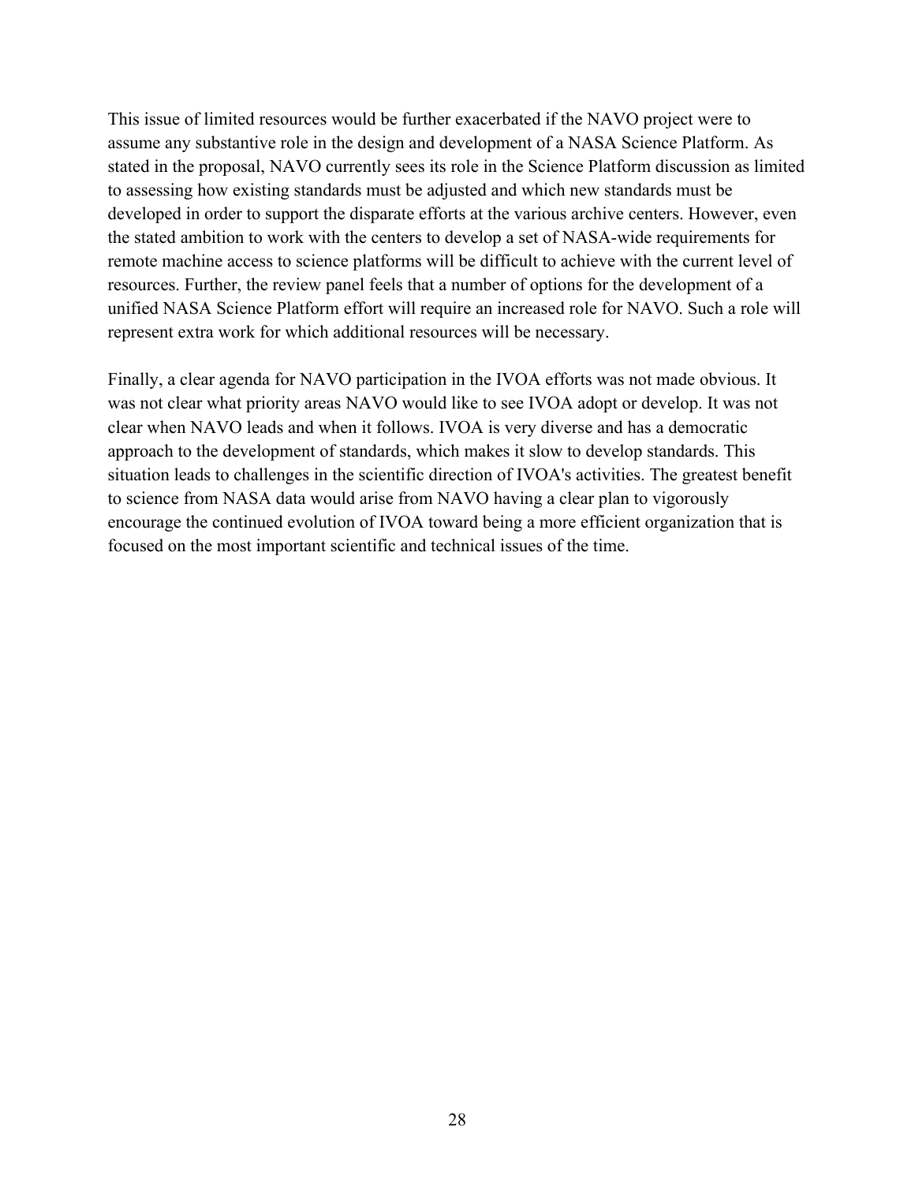This issue of limited resources would be further exacerbated if the NAVO project were to assume any substantive role in the design and development of a NASA Science Platform. As stated in the proposal, NAVO currently sees its role in the Science Platform discussion as limited to assessing how existing standards must be adjusted and which new standards must be developed in order to support the disparate efforts at the various archive centers. However, even the stated ambition to work with the centers to develop a set of NASA-wide requirements for remote machine access to science platforms will be difficult to achieve with the current level of resources. Further, the review panel feels that a number of options for the development of a unified NASA Science Platform effort will require an increased role for NAVO. Such a role will represent extra work for which additional resources will be necessary.

Finally, a clear agenda for NAVO participation in the IVOA efforts was not made obvious. It was not clear what priority areas NAVO would like to see IVOA adopt or develop. It was not clear when NAVO leads and when it follows. IVOA is very diverse and has a democratic approach to the development of standards, which makes it slow to develop standards. This situation leads to challenges in the scientific direction of IVOA's activities. The greatest benefit to science from NASA data would arise from NAVO having a clear plan to vigorously encourage the continued evolution of IVOA toward being a more efficient organization that is focused on the most important scientific and technical issues of the time.